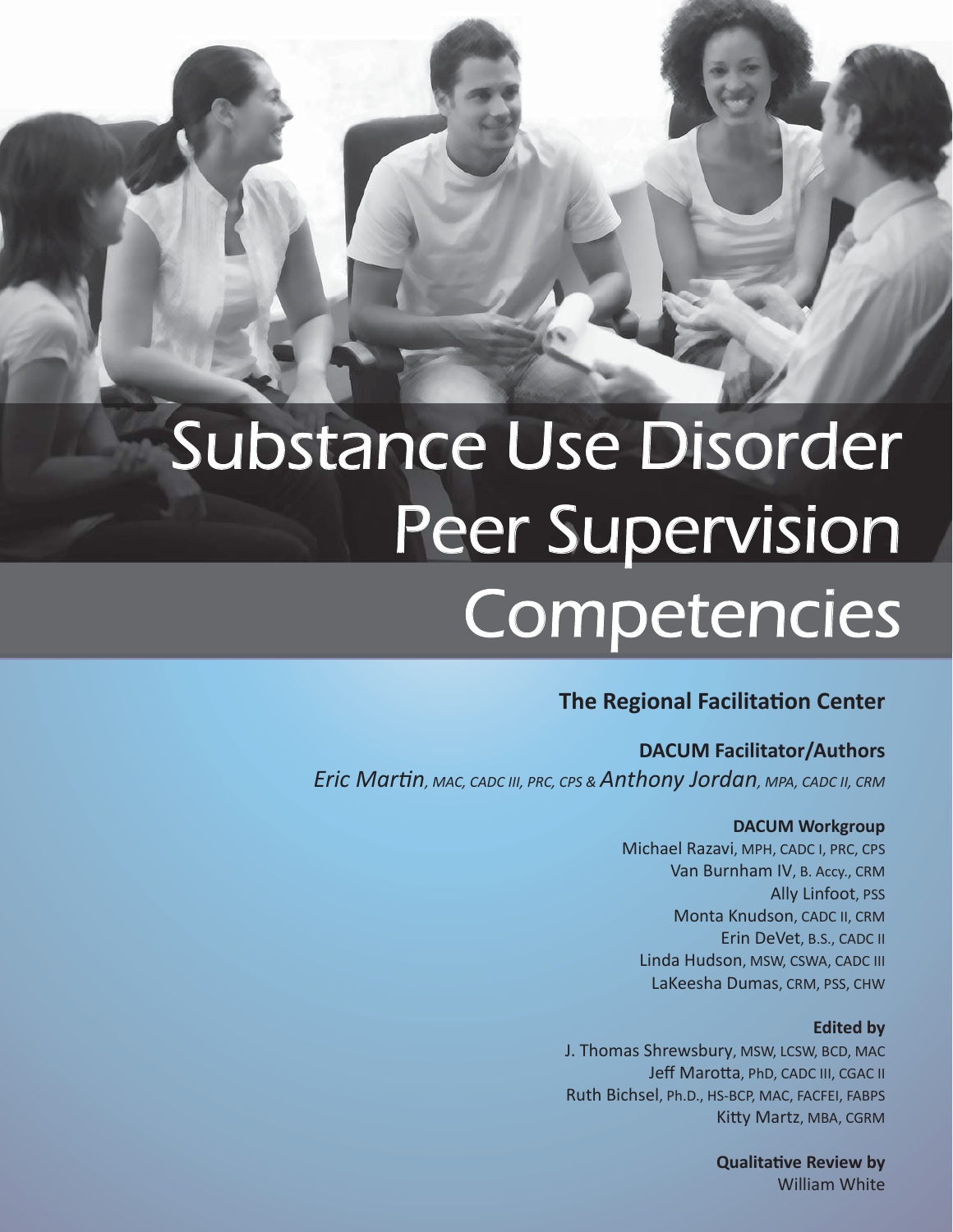# Substance Use Disorder Peer Supervision Competencies

**The Regional Facilitation Center**

**DACUM Facilitator/Authors**

*Eric Martin*, MAC, CADC III, PRC, CPS & *Anthony Jordan*, MPA, CADC II, CRM

**DACUM Workgroup**

Michael Razavi, MPH, CADC I, PRC, CPS
Van Burnham IV, B. Accy., CRM
Ally Linfoot, PSS
Monta Knudson, CADC II, CRM
Erin DeVet, B.S., CADC II
Linda Hudson, MSW, CSWA, CADC III
LaKeesha Dumas, CRM, PSS, CHW

**Edited by**

J. Thomas Shrewsbury, MSW, LCSW, BCD, MAC
Jeff Marotta, PhD, CADC III, CGAC II
Ruth Bichsel, Ph.D., HS-BCP, MAC, FACFEI, FABPS
Kitty Martz, MBA, CGRM

**Qualitative Review by**

William White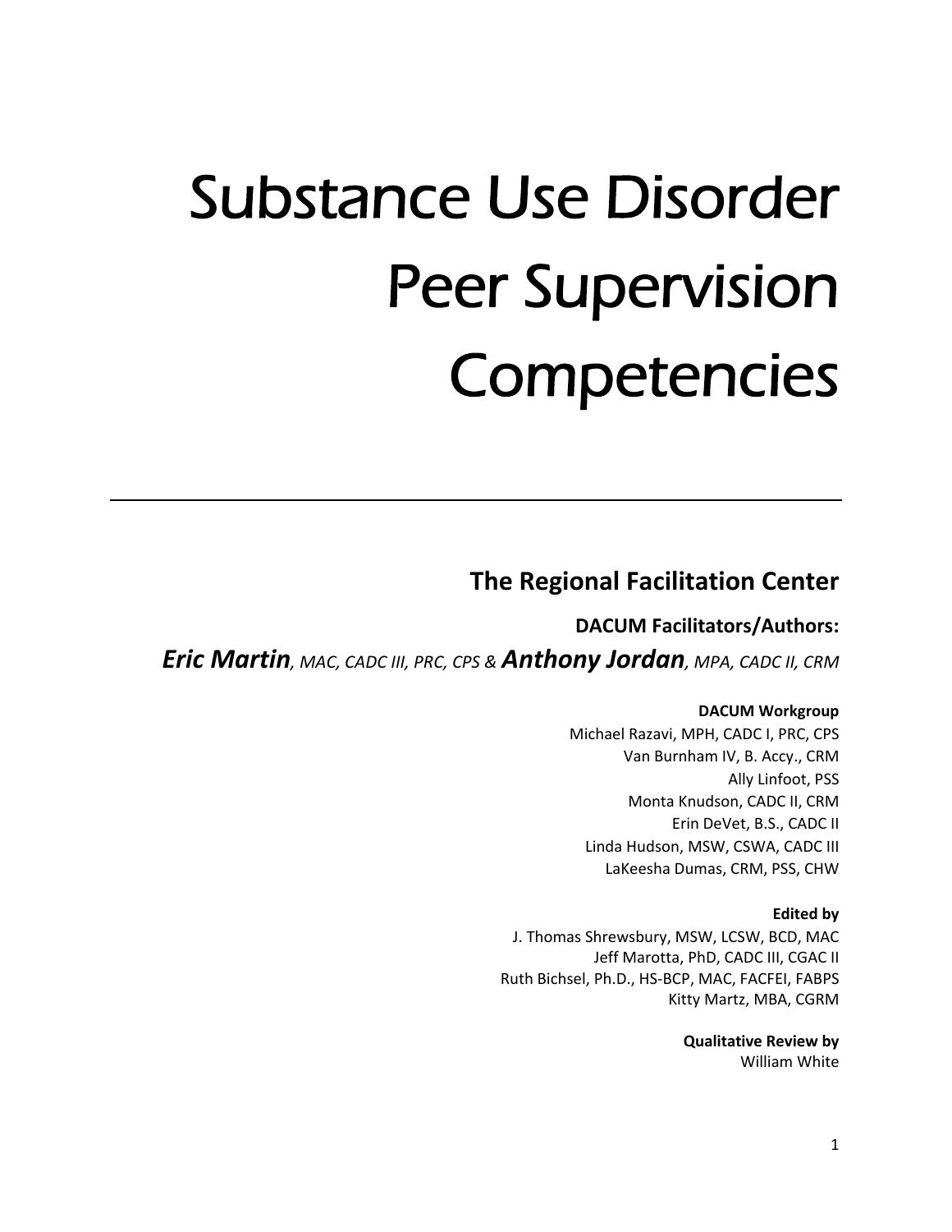# Substance Use Disorder Peer Supervision Competencies

---

## The Regional Facilitation Center

**DACUM Facilitators/Authors:**

***Eric Martin****, MAC, CADC III, PRC, CPS &* ***Anthony Jordan****, MPA, CADC II, CRM*

**DACUM Workgroup**

Michael Razavi, MPH, CADC I, PRC, CPS
Van Burnham IV, B. Accy., CRM
Ally Linfoot, PSS
Monta Knudson, CADC II, CRM
Erin DeVet, B.S., CADC II
Linda Hudson, MSW, CSWA, CADC III
LaKeesha Dumas, CRM, PSS, CHW

**Edited by**

J. Thomas Shrewsbury, MSW, LCSW, BCD, MAC
Jeff Marotta, PhD, CADC III, CGAC II
Ruth Bichsel, Ph.D., HS-BCP, MAC, FACFEI, FABPS
Kitty Martz, MBA, CGRM

**Qualitative Review by**

William White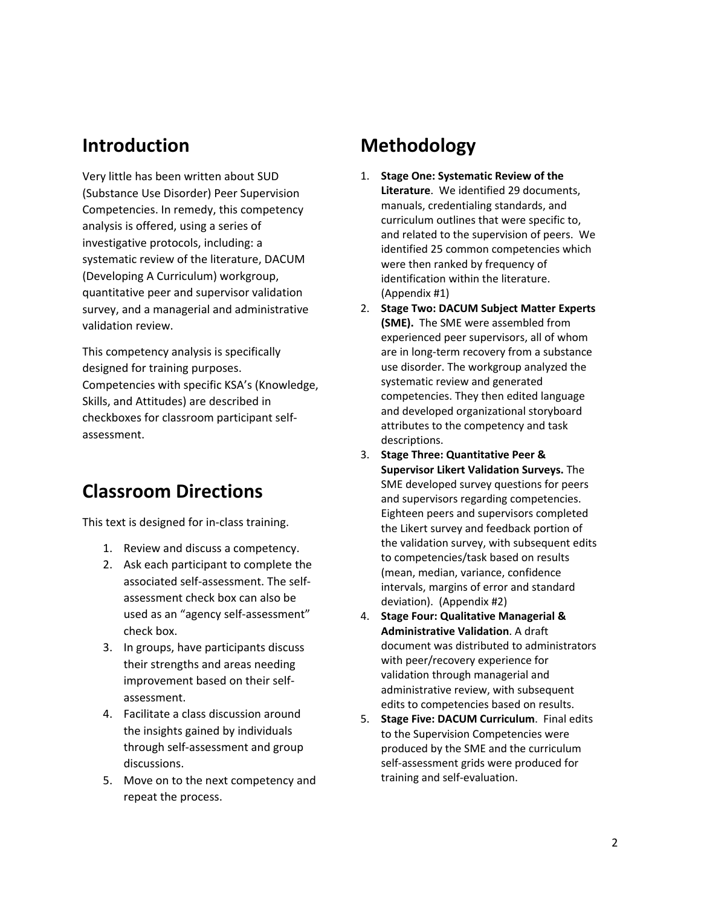## Introduction

Very little has been written about SUD (Substance Use Disorder) Peer Supervision Competencies. In remedy, this competency analysis is offered, using a series of investigative protocols, including: a systematic review of the literature, DACUM (Developing A Curriculum) workgroup, quantitative peer and supervisor validation survey, and a managerial and administrative validation review.

This competency analysis is specifically designed for training purposes. Competencies with specific KSA's (Knowledge, Skills, and Attitudes) are described in checkboxes for classroom participant self-assessment.

## Classroom Directions

This text is designed for in-class training.

1. Review and discuss a competency.
2. Ask each participant to complete the associated self-assessment. The self-assessment check box can also be used as an "agency self-assessment" check box.
3. In groups, have participants discuss their strengths and areas needing improvement based on their self-assessment.
4. Facilitate a class discussion around the insights gained by individuals through self-assessment and group discussions.
5. Move on to the next competency and repeat the process.

## Methodology

1. **Stage One: Systematic Review of the Literature**. We identified 29 documents, manuals, credentialing standards, and curriculum outlines that were specific to, and related to the supervision of peers. We identified 25 common competencies which were then ranked by frequency of identification within the literature. (Appendix #1)
2. **Stage Two: DACUM Subject Matter Experts (SME).** The SME were assembled from experienced peer supervisors, all of whom are in long-term recovery from a substance use disorder. The workgroup analyzed the systematic review and generated competencies. They then edited language and developed organizational storyboard attributes to the competency and task descriptions.
3. **Stage Three: Quantitative Peer & Supervisor Likert Validation Surveys.** The SME developed survey questions for peers and supervisors regarding competencies. Eighteen peers and supervisors completed the Likert survey and feedback portion of the validation survey, with subsequent edits to competencies/task based on results (mean, median, variance, confidence intervals, margins of error and standard deviation). (Appendix #2)
4. **Stage Four: Qualitative Managerial & Administrative Validation**. A draft document was distributed to administrators with peer/recovery experience for validation through managerial and administrative review, with subsequent edits to competencies based on results.
5. **Stage Five: DACUM Curriculum**. Final edits to the Supervision Competencies were produced by the SME and the curriculum self-assessment grids were produced for training and self-evaluation.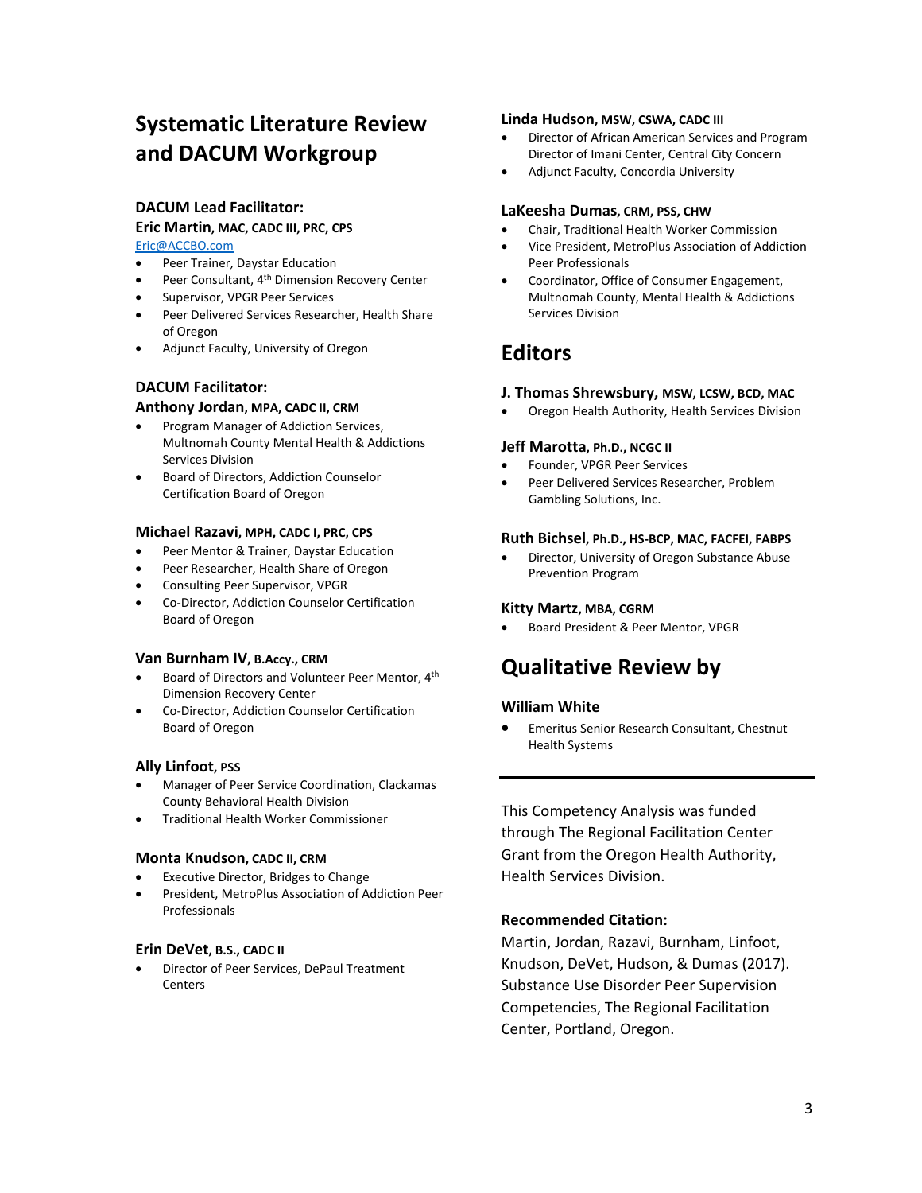# Systematic Literature Review and DACUM Workgroup

### DACUM Lead Facilitator:

### Eric Martin, MAC, CADC III, PRC, CPS

Eric@ACCBO.com

- Peer Trainer, Daystar Education
- Peer Consultant, 4th Dimension Recovery Center
- Supervisor, VPGR Peer Services
- Peer Delivered Services Researcher, Health Share of Oregon
- Adjunct Faculty, University of Oregon

### DACUM Facilitator:

### Anthony Jordan, MPA, CADC II, CRM

- Program Manager of Addiction Services, Multnomah County Mental Health & Addictions Services Division
- Board of Directors, Addiction Counselor Certification Board of Oregon

### Michael Razavi, MPH, CADC I, PRC, CPS

- Peer Mentor & Trainer, Daystar Education
- Peer Researcher, Health Share of Oregon
- Consulting Peer Supervisor, VPGR
- Co-Director, Addiction Counselor Certification Board of Oregon

### Van Burnham IV, B.Accy., CRM

- Board of Directors and Volunteer Peer Mentor, 4th Dimension Recovery Center
- Co-Director, Addiction Counselor Certification Board of Oregon

### Ally Linfoot, PSS

- Manager of Peer Service Coordination, Clackamas County Behavioral Health Division
- Traditional Health Worker Commissioner

### Monta Knudson, CADC II, CRM

- Executive Director, Bridges to Change
- President, MetroPlus Association of Addiction Peer Professionals

### Erin DeVet, B.S., CADC II

- Director of Peer Services, DePaul Treatment Centers

### Linda Hudson, MSW, CSWA, CADC III

- Director of African American Services and Program Director of Imani Center, Central City Concern
- Adjunct Faculty, Concordia University

### LaKeesha Dumas, CRM, PSS, CHW

- Chair, Traditional Health Worker Commission
- Vice President, MetroPlus Association of Addiction Peer Professionals
- Coordinator, Office of Consumer Engagement, Multnomah County, Mental Health & Addictions Services Division

# Editors

### J. Thomas Shrewsbury, MSW, LCSW, BCD, MAC

- Oregon Health Authority, Health Services Division

### Jeff Marotta, Ph.D., NCGC II

- Founder, VPGR Peer Services
- Peer Delivered Services Researcher, Problem Gambling Solutions, Inc.

### Ruth Bichsel, Ph.D., HS-BCP, MAC, FACFEI, FABPS

- Director, University of Oregon Substance Abuse Prevention Program

### Kitty Martz, MBA, CGRM

- Board President & Peer Mentor, VPGR

# Qualitative Review by

### William White

- Emeritus Senior Research Consultant, Chestnut Health Systems

---

This Competency Analysis was funded through The Regional Facilitation Center Grant from the Oregon Health Authority, Health Services Division.

**Recommended Citation:**

Martin, Jordan, Razavi, Burnham, Linfoot, Knudson, DeVet, Hudson, & Dumas (2017). Substance Use Disorder Peer Supervision Competencies, The Regional Facilitation Center, Portland, Oregon.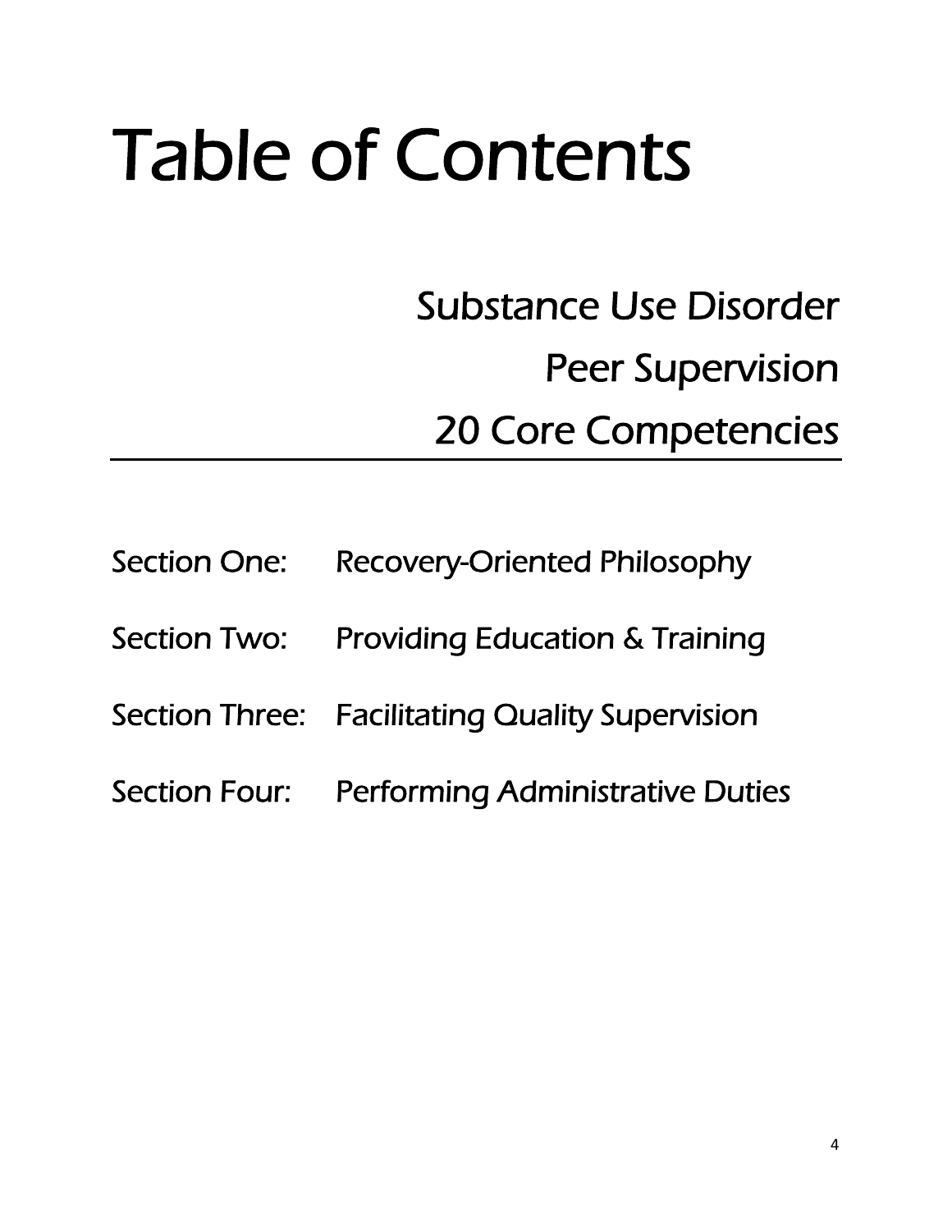# Table of Contents

## Substance Use Disorder
## Peer Supervision
## 20 Core Competencies

---

Section One: Recovery-Oriented Philosophy

Section Two: Providing Education & Training

Section Three: Facilitating Quality Supervision

Section Four: Performing Administrative Duties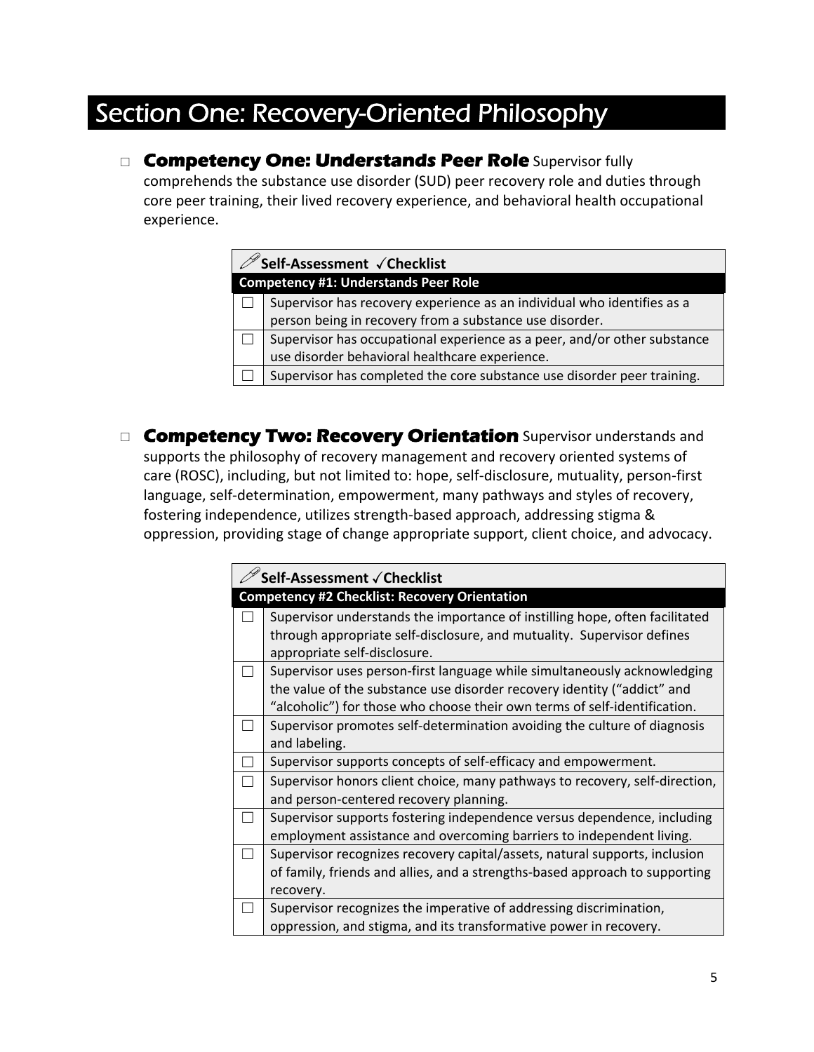# Section One: Recovery-Oriented Philosophy

☐ **Competency One: Understands Peer Role** Supervisor fully comprehends the substance use disorder (SUD) peer recovery role and duties through core peer training, their lived recovery experience, and behavioral health occupational experience.

| | Self-Assessment ✓Checklist |
|---|---|
| | **Competency #1: Understands Peer Role** |
| ☐ | Supervisor has recovery experience as an individual who identifies as a person being in recovery from a substance use disorder. |
| ☐ | Supervisor has occupational experience as a peer, and/or other substance use disorder behavioral healthcare experience. |
| ☐ | Supervisor has completed the core substance use disorder peer training. |

☐ **Competency Two: Recovery Orientation** Supervisor understands and supports the philosophy of recovery management and recovery oriented systems of care (ROSC), including, but not limited to: hope, self-disclosure, mutuality, person-first language, self-determination, empowerment, many pathways and styles of recovery, fostering independence, utilizes strength-based approach, addressing stigma & oppression, providing stage of change appropriate support, client choice, and advocacy.

| | Self-Assessment ✓Checklist |
|---|---|
| | **Competency #2 Checklist: Recovery Orientation** |
| ☐ | Supervisor understands the importance of instilling hope, often facilitated through appropriate self-disclosure, and mutuality. Supervisor defines appropriate self-disclosure. |
| ☐ | Supervisor uses person-first language while simultaneously acknowledging the value of the substance use disorder recovery identity ("addict" and "alcoholic") for those who choose their own terms of self-identification. |
| ☐ | Supervisor promotes self-determination avoiding the culture of diagnosis and labeling. |
| ☐ | Supervisor supports concepts of self-efficacy and empowerment. |
| ☐ | Supervisor honors client choice, many pathways to recovery, self-direction, and person-centered recovery planning. |
| ☐ | Supervisor supports fostering independence versus dependence, including employment assistance and overcoming barriers to independent living. |
| ☐ | Supervisor recognizes recovery capital/assets, natural supports, inclusion of family, friends and allies, and a strengths-based approach to supporting recovery. |
| ☐ | Supervisor recognizes the imperative of addressing discrimination, oppression, and stigma, and its transformative power in recovery. |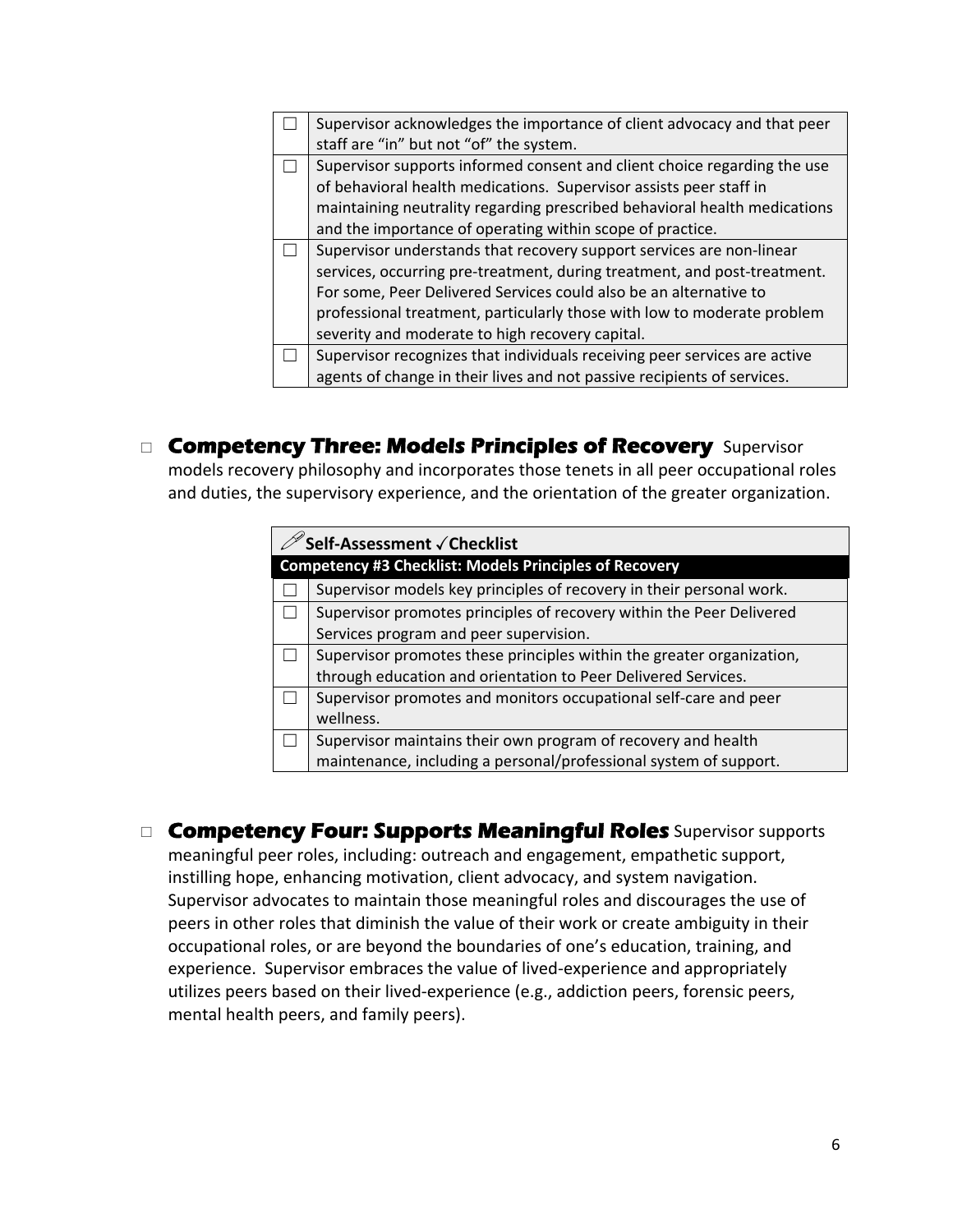| ☐ | Supervisor acknowledges the importance of client advocacy and that peer staff are "in" but not "of" the system. |
|---|---|
| ☐ | Supervisor supports informed consent and client choice regarding the use of behavioral health medications. Supervisor assists peer staff in maintaining neutrality regarding prescribed behavioral health medications and the importance of operating within scope of practice. |
| ☐ | Supervisor understands that recovery support services are non-linear services, occurring pre-treatment, during treatment, and post-treatment. For some, Peer Delivered Services could also be an alternative to professional treatment, particularly those with low to moderate problem severity and moderate to high recovery capital. |
| ☐ | Supervisor recognizes that individuals receiving peer services are active agents of change in their lives and not passive recipients of services. |

☐ **Competency Three: Models Principles of Recovery** Supervisor models recovery philosophy and incorporates those tenets in all peer occupational roles and duties, the supervisory experience, and the orientation of the greater organization.

| | **Self-Assessment ✓Checklist** |
|---|---|
| | **Competency #3 Checklist: Models Principles of Recovery** |
| ☐ | Supervisor models key principles of recovery in their personal work. |
| ☐ | Supervisor promotes principles of recovery within the Peer Delivered Services program and peer supervision. |
| ☐ | Supervisor promotes these principles within the greater organization, through education and orientation to Peer Delivered Services. |
| ☐ | Supervisor promotes and monitors occupational self-care and peer wellness. |
| ☐ | Supervisor maintains their own program of recovery and health maintenance, including a personal/professional system of support. |

☐ **Competency Four: Supports Meaningful Roles** Supervisor supports meaningful peer roles, including: outreach and engagement, empathetic support, instilling hope, enhancing motivation, client advocacy, and system navigation. Supervisor advocates to maintain those meaningful roles and discourages the use of peers in other roles that diminish the value of their work or create ambiguity in their occupational roles, or are beyond the boundaries of one's education, training, and experience. Supervisor embraces the value of lived-experience and appropriately utilizes peers based on their lived-experience (e.g., addiction peers, forensic peers, mental health peers, and family peers).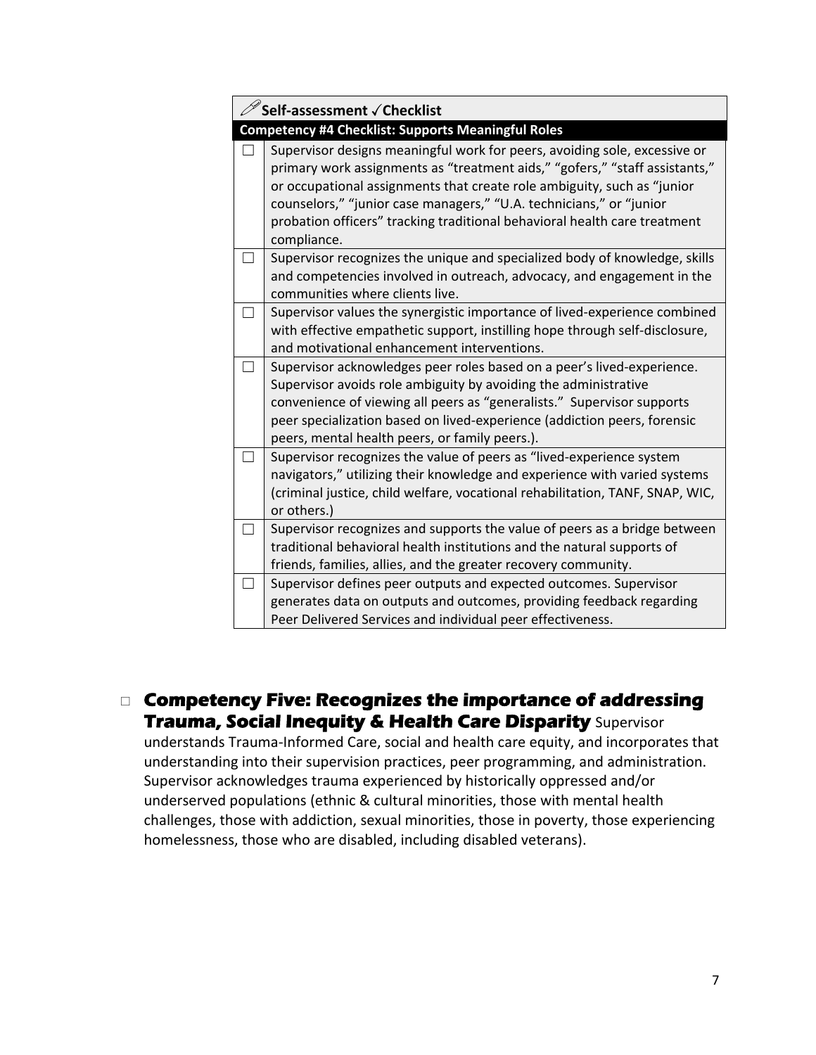| ✐ Self-assessment ✓Checklist | |
|---|---|
| **Competency #4 Checklist: Supports Meaningful Roles** | |
| ☐ | Supervisor designs meaningful work for peers, avoiding sole, excessive or primary work assignments as "treatment aids," "gofers," "staff assistants," or occupational assignments that create role ambiguity, such as "junior counselors," "junior case managers," "U.A. technicians," or "junior probation officers" tracking traditional behavioral health care treatment compliance. |
| ☐ | Supervisor recognizes the unique and specialized body of knowledge, skills and competencies involved in outreach, advocacy, and engagement in the communities where clients live. |
| ☐ | Supervisor values the synergistic importance of lived-experience combined with effective empathetic support, instilling hope through self-disclosure, and motivational enhancement interventions. |
| ☐ | Supervisor acknowledges peer roles based on a peer's lived-experience. Supervisor avoids role ambiguity by avoiding the administrative convenience of viewing all peers as "generalists." Supervisor supports peer specialization based on lived-experience (addiction peers, forensic peers, mental health peers, or family peers.). |
| ☐ | Supervisor recognizes the value of peers as "lived-experience system navigators," utilizing their knowledge and experience with varied systems (criminal justice, child welfare, vocational rehabilitation, TANF, SNAP, WIC, or others.) |
| ☐ | Supervisor recognizes and supports the value of peers as a bridge between traditional behavioral health institutions and the natural supports of friends, families, allies, and the greater recovery community. |
| ☐ | Supervisor defines peer outputs and expected outcomes. Supervisor generates data on outputs and outcomes, providing feedback regarding Peer Delivered Services and individual peer effectiveness. |

- ☐ **Competency Five: Recognizes the importance of addressing Trauma, Social Inequity & Health Care Disparity** Supervisor understands Trauma-Informed Care, social and health care equity, and incorporates that understanding into their supervision practices, peer programming, and administration. Supervisor acknowledges trauma experienced by historically oppressed and/or underserved populations (ethnic & cultural minorities, those with mental health challenges, those with addiction, sexual minorities, those in poverty, those experiencing homelessness, those who are disabled, including disabled veterans).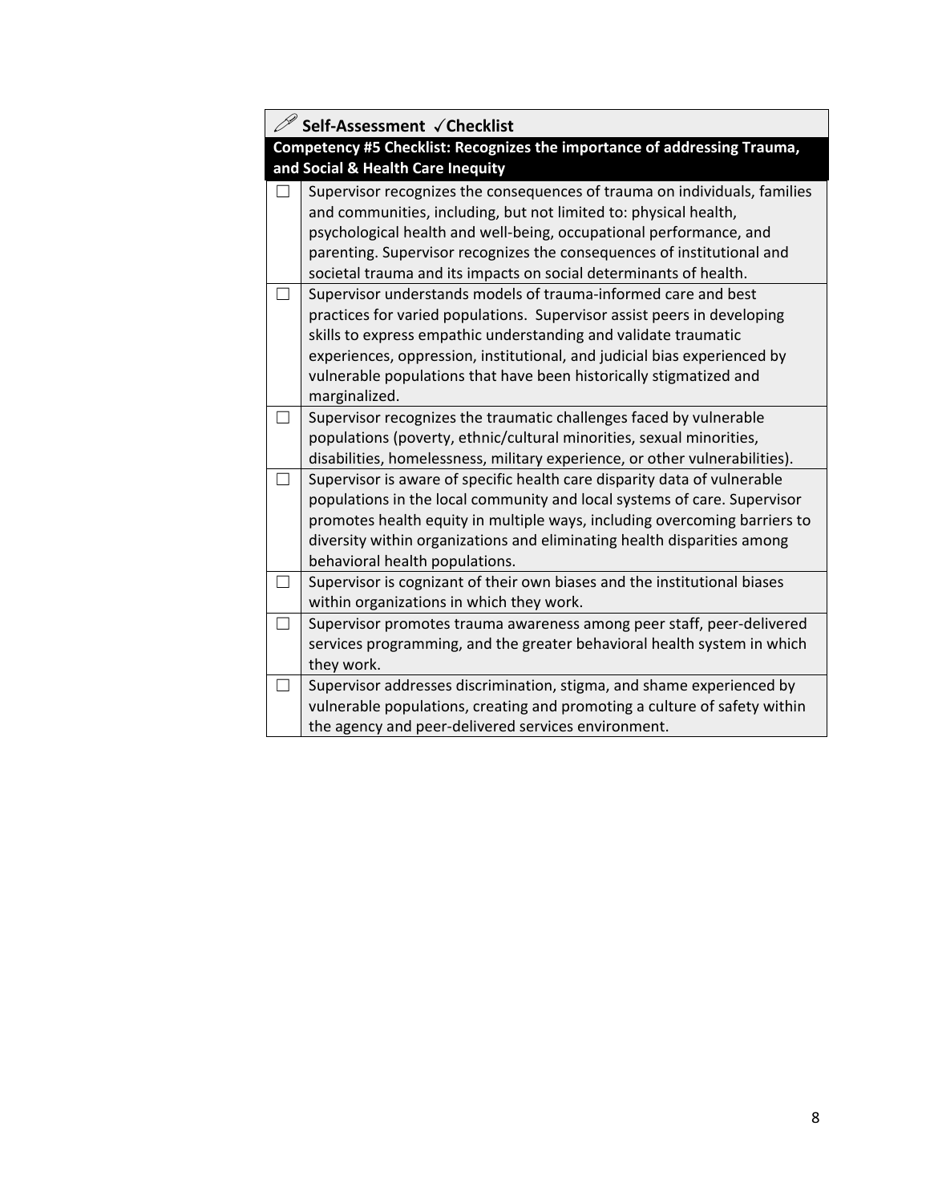| ✐ **Self-Assessment ✓Checklist** | |
|---|---|
| **Competency #5 Checklist: Recognizes the importance of addressing Trauma, and Social & Health Care Inequity** | |
| ☐ | Supervisor recognizes the consequences of trauma on individuals, families and communities, including, but not limited to: physical health, psychological health and well-being, occupational performance, and parenting. Supervisor recognizes the consequences of institutional and societal trauma and its impacts on social determinants of health. |
| ☐ | Supervisor understands models of trauma-informed care and best practices for varied populations. Supervisor assist peers in developing skills to express empathic understanding and validate traumatic experiences, oppression, institutional, and judicial bias experienced by vulnerable populations that have been historically stigmatized and marginalized. |
| ☐ | Supervisor recognizes the traumatic challenges faced by vulnerable populations (poverty, ethnic/cultural minorities, sexual minorities, disabilities, homelessness, military experience, or other vulnerabilities). |
| ☐ | Supervisor is aware of specific health care disparity data of vulnerable populations in the local community and local systems of care. Supervisor promotes health equity in multiple ways, including overcoming barriers to diversity within organizations and eliminating health disparities among behavioral health populations. |
| ☐ | Supervisor is cognizant of their own biases and the institutional biases within organizations in which they work. |
| ☐ | Supervisor promotes trauma awareness among peer staff, peer-delivered services programming, and the greater behavioral health system in which they work. |
| ☐ | Supervisor addresses discrimination, stigma, and shame experienced by vulnerable populations, creating and promoting a culture of safety within the agency and peer-delivered services environment. |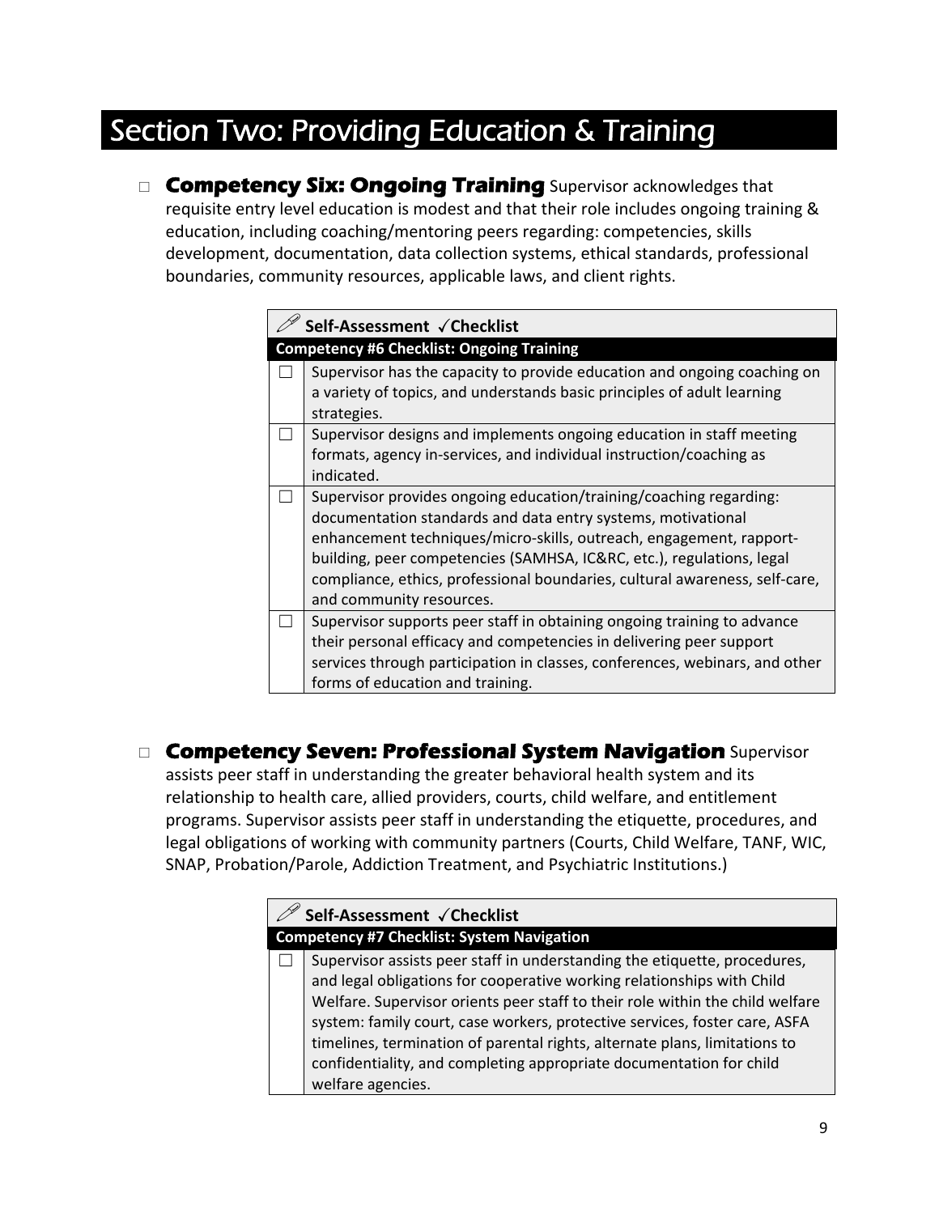# Section Two: Providing Education & Training

☐ **Competency Six: Ongoing Training** Supervisor acknowledges that requisite entry level education is modest and that their role includes ongoing training & education, including coaching/mentoring peers regarding: competencies, skills development, documentation, data collection systems, ethical standards, professional boundaries, community resources, applicable laws, and client rights.

| | **Self-Assessment ✓Checklist** |
|---|---|
| | **Competency #6 Checklist: Ongoing Training** |
| ☐ | Supervisor has the capacity to provide education and ongoing coaching on a variety of topics, and understands basic principles of adult learning strategies. |
| ☐ | Supervisor designs and implements ongoing education in staff meeting formats, agency in-services, and individual instruction/coaching as indicated. |
| ☐ | Supervisor provides ongoing education/training/coaching regarding: documentation standards and data entry systems, motivational enhancement techniques/micro-skills, outreach, engagement, rapport-building, peer competencies (SAMHSA, IC&RC, etc.), regulations, legal compliance, ethics, professional boundaries, cultural awareness, self-care, and community resources. |
| ☐ | Supervisor supports peer staff in obtaining ongoing training to advance their personal efficacy and competencies in delivering peer support services through participation in classes, conferences, webinars, and other forms of education and training. |

☐ **Competency Seven: Professional System Navigation** Supervisor assists peer staff in understanding the greater behavioral health system and its relationship to health care, allied providers, courts, child welfare, and entitlement programs. Supervisor assists peer staff in understanding the etiquette, procedures, and legal obligations of working with community partners (Courts, Child Welfare, TANF, WIC, SNAP, Probation/Parole, Addiction Treatment, and Psychiatric Institutions.)

| | **Self-Assessment ✓Checklist** |
|---|---|
| | **Competency #7 Checklist: System Navigation** |
| ☐ | Supervisor assists peer staff in understanding the etiquette, procedures, and legal obligations for cooperative working relationships with Child Welfare. Supervisor orients peer staff to their role within the child welfare system: family court, case workers, protective services, foster care, ASFA timelines, termination of parental rights, alternate plans, limitations to confidentiality, and completing appropriate documentation for child welfare agencies. |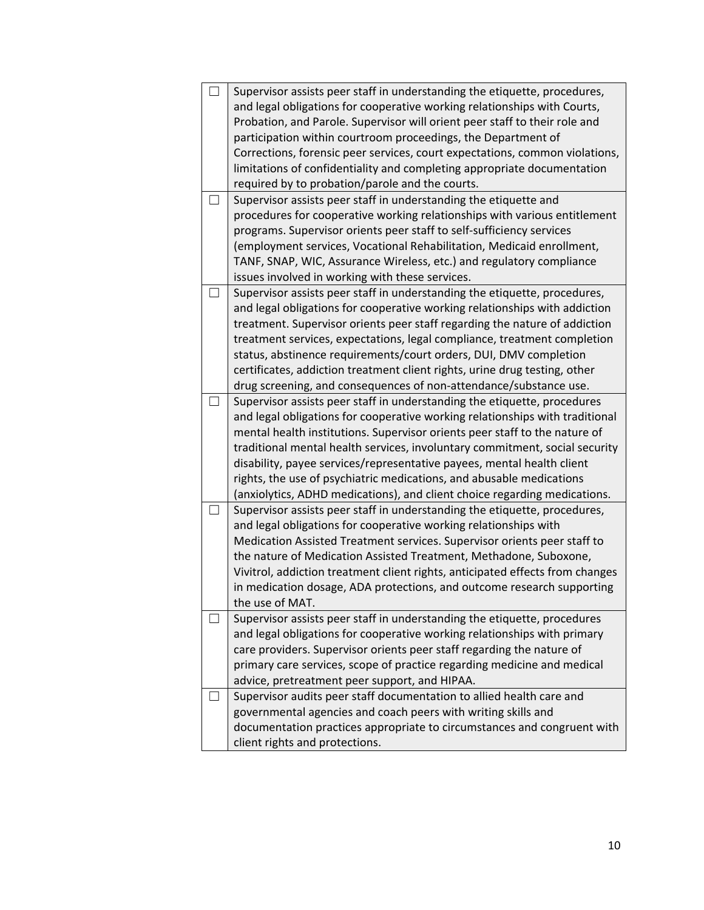| | |
|---|---|
| ☐ | Supervisor assists peer staff in understanding the etiquette, procedures, and legal obligations for cooperative working relationships with Courts, Probation, and Parole. Supervisor will orient peer staff to their role and participation within courtroom proceedings, the Department of Corrections, forensic peer services, court expectations, common violations, limitations of confidentiality and completing appropriate documentation required by to probation/parole and the courts. |
| ☐ | Supervisor assists peer staff in understanding the etiquette and procedures for cooperative working relationships with various entitlement programs. Supervisor orients peer staff to self-sufficiency services (employment services, Vocational Rehabilitation, Medicaid enrollment, TANF, SNAP, WIC, Assurance Wireless, etc.) and regulatory compliance issues involved in working with these services. |
| ☐ | Supervisor assists peer staff in understanding the etiquette, procedures, and legal obligations for cooperative working relationships with addiction treatment. Supervisor orients peer staff regarding the nature of addiction treatment services, expectations, legal compliance, treatment completion status, abstinence requirements/court orders, DUI, DMV completion certificates, addiction treatment client rights, urine drug testing, other drug screening, and consequences of non-attendance/substance use. |
| ☐ | Supervisor assists peer staff in understanding the etiquette, procedures and legal obligations for cooperative working relationships with traditional mental health institutions. Supervisor orients peer staff to the nature of traditional mental health services, involuntary commitment, social security disability, payee services/representative payees, mental health client rights, the use of psychiatric medications, and abusable medications (anxiolytics, ADHD medications), and client choice regarding medications. |
| ☐ | Supervisor assists peer staff in understanding the etiquette, procedures, and legal obligations for cooperative working relationships with Medication Assisted Treatment services. Supervisor orients peer staff to the nature of Medication Assisted Treatment, Methadone, Suboxone, Vivitrol, addiction treatment client rights, anticipated effects from changes in medication dosage, ADA protections, and outcome research supporting the use of MAT. |
| ☐ | Supervisor assists peer staff in understanding the etiquette, procedures and legal obligations for cooperative working relationships with primary care providers. Supervisor orients peer staff regarding the nature of primary care services, scope of practice regarding medicine and medical advice, pretreatment peer support, and HIPAA. |
| ☐ | Supervisor audits peer staff documentation to allied health care and governmental agencies and coach peers with writing skills and documentation practices appropriate to circumstances and congruent with client rights and protections. |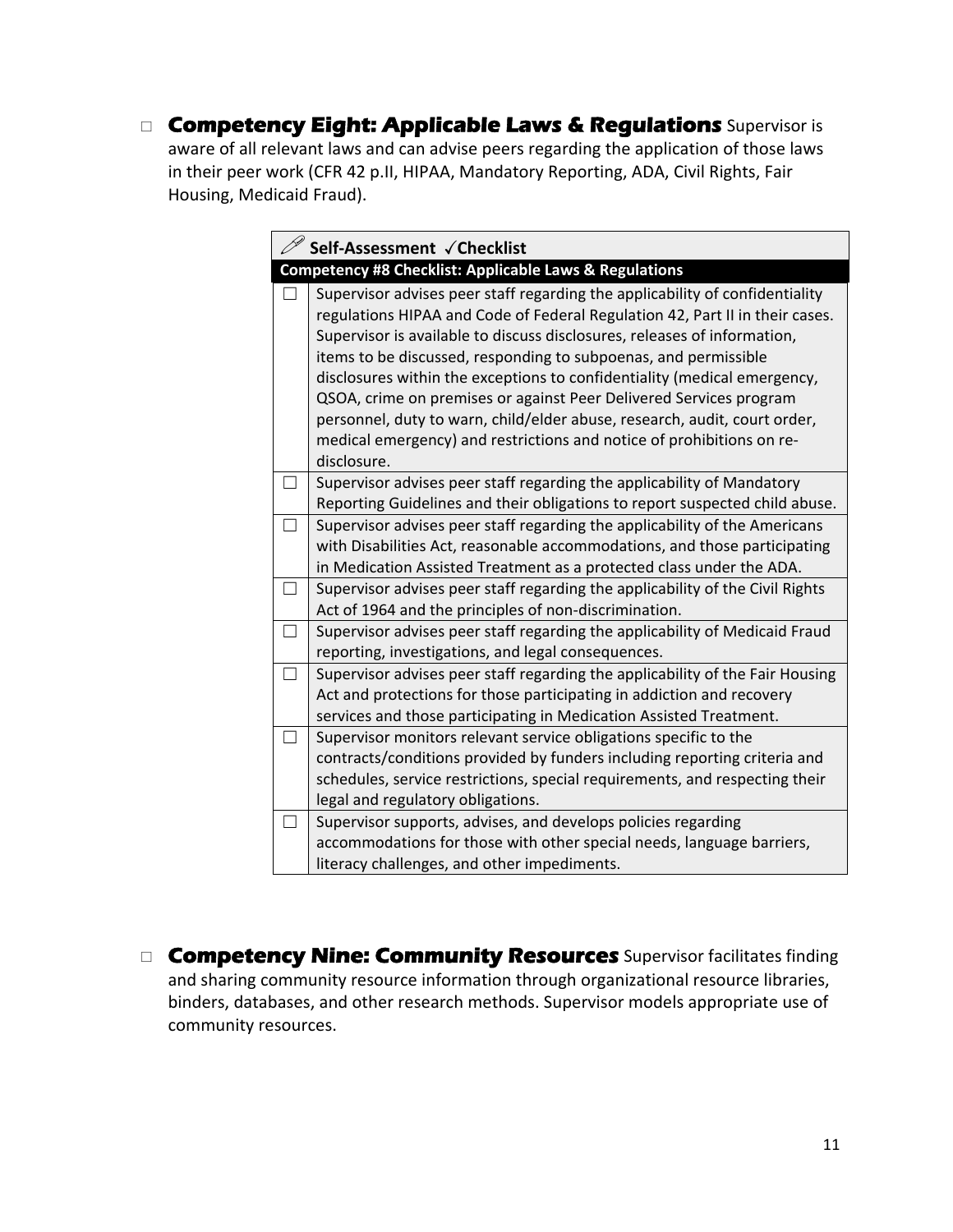□ **Competency Eight: Applicable Laws & Regulations** Supervisor is aware of all relevant laws and can advise peers regarding the application of those laws in their peer work (CFR 42 p.II, HIPAA, Mandatory Reporting, ADA, Civil Rights, Fair Housing, Medicaid Fraud).

| | **Self-Assessment ✓Checklist** |
|---|---|
| | **Competency #8 Checklist: Applicable Laws & Regulations** |
| ☐ | Supervisor advises peer staff regarding the applicability of confidentiality regulations HIPAA and Code of Federal Regulation 42, Part II in their cases. Supervisor is available to discuss disclosures, releases of information, items to be discussed, responding to subpoenas, and permissible disclosures within the exceptions to confidentiality (medical emergency, QSOA, crime on premises or against Peer Delivered Services program personnel, duty to warn, child/elder abuse, research, audit, court order, medical emergency) and restrictions and notice of prohibitions on re-disclosure. |
| ☐ | Supervisor advises peer staff regarding the applicability of Mandatory Reporting Guidelines and their obligations to report suspected child abuse. |
| ☐ | Supervisor advises peer staff regarding the applicability of the Americans with Disabilities Act, reasonable accommodations, and those participating in Medication Assisted Treatment as a protected class under the ADA. |
| ☐ | Supervisor advises peer staff regarding the applicability of the Civil Rights Act of 1964 and the principles of non-discrimination. |
| ☐ | Supervisor advises peer staff regarding the applicability of Medicaid Fraud reporting, investigations, and legal consequences. |
| ☐ | Supervisor advises peer staff regarding the applicability of the Fair Housing Act and protections for those participating in addiction and recovery services and those participating in Medication Assisted Treatment. |
| ☐ | Supervisor monitors relevant service obligations specific to the contracts/conditions provided by funders including reporting criteria and schedules, service restrictions, special requirements, and respecting their legal and regulatory obligations. |
| ☐ | Supervisor supports, advises, and develops policies regarding accommodations for those with other special needs, language barriers, literacy challenges, and other impediments. |

□ **Competency Nine: Community Resources** Supervisor facilitates finding and sharing community resource information through organizational resource libraries, binders, databases, and other research methods. Supervisor models appropriate use of community resources.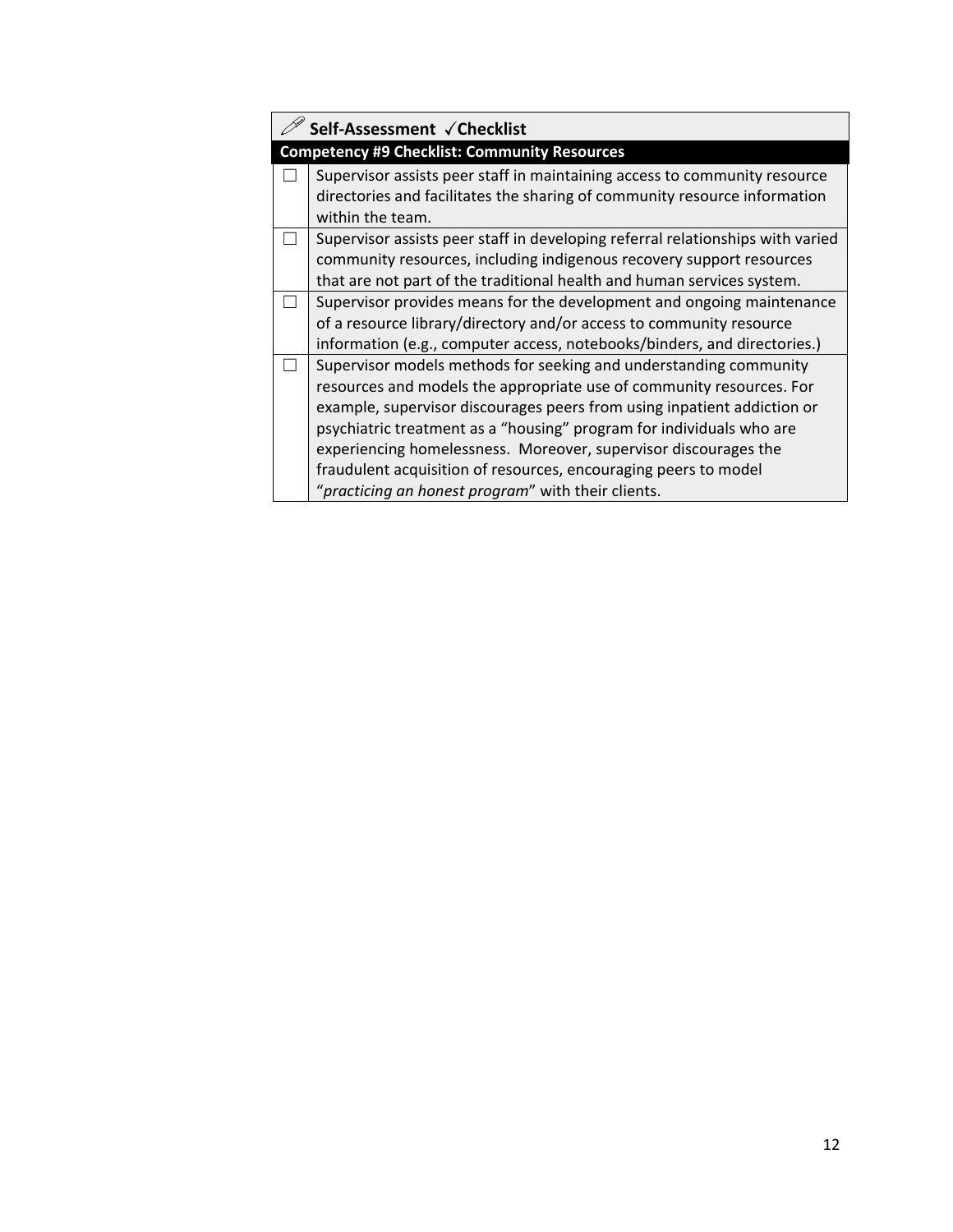| | ✏ Self-Assessment ✓Checklist |
|---|---|
| | **Competency #9 Checklist: Community Resources** |
| ☐ | Supervisor assists peer staff in maintaining access to community resource directories and facilitates the sharing of community resource information within the team. |
| ☐ | Supervisor assists peer staff in developing referral relationships with varied community resources, including indigenous recovery support resources that are not part of the traditional health and human services system. |
| ☐ | Supervisor provides means for the development and ongoing maintenance of a resource library/directory and/or access to community resource information (e.g., computer access, notebooks/binders, and directories.) |
| ☐ | Supervisor models methods for seeking and understanding community resources and models the appropriate use of community resources. For example, supervisor discourages peers from using inpatient addiction or psychiatric treatment as a "housing" program for individuals who are experiencing homelessness. Moreover, supervisor discourages the fraudulent acquisition of resources, encouraging peers to model "*practicing an honest program*" with their clients. |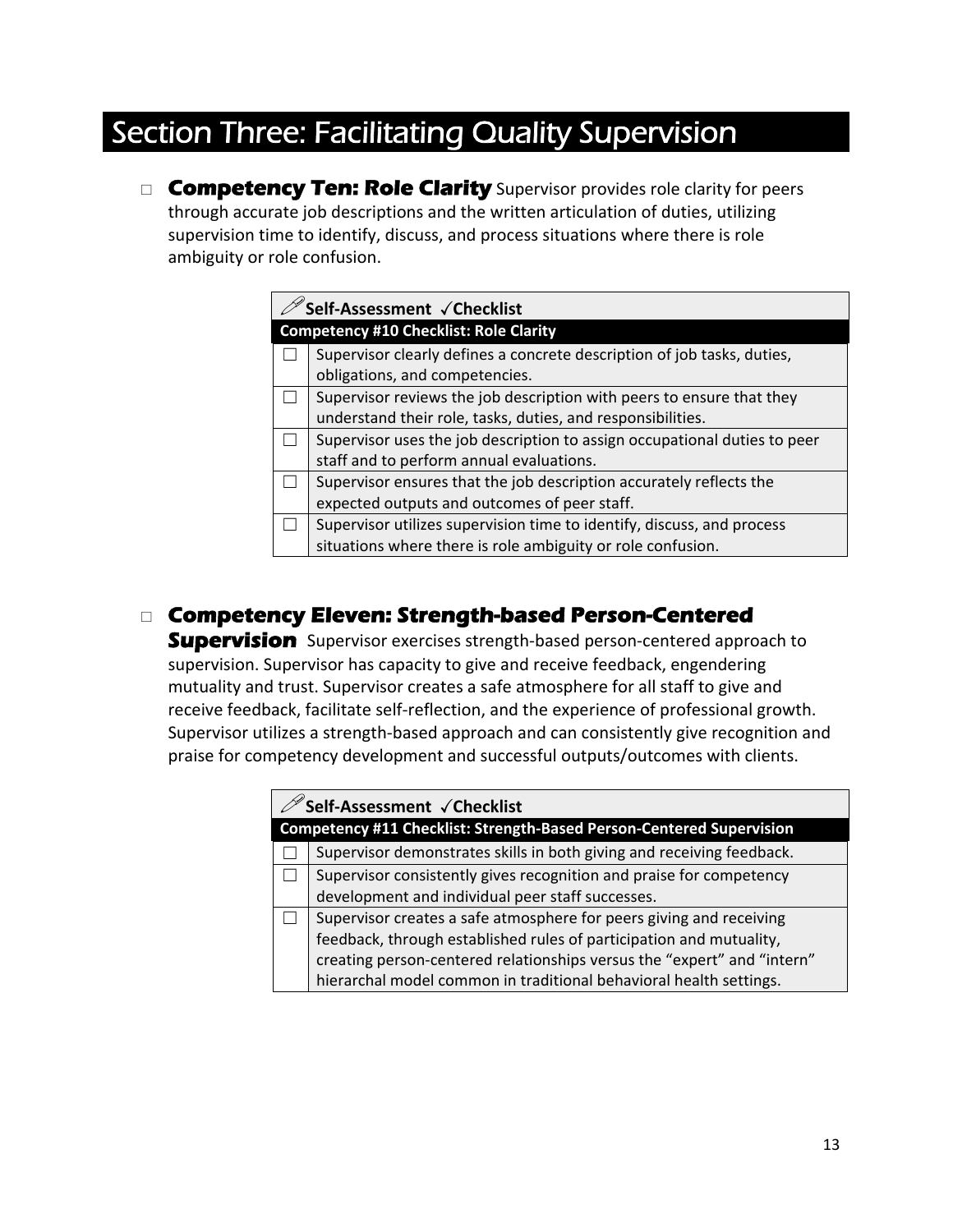# Section Three: Facilitating Quality Supervision

☐ **Competency Ten: Role Clarity** Supervisor provides role clarity for peers through accurate job descriptions and the written articulation of duties, utilizing supervision time to identify, discuss, and process situations where there is role ambiguity or role confusion.

| | Self-Assessment ✓Checklist |
|---|---|
| | **Competency #10 Checklist: Role Clarity** |
| ☐ | Supervisor clearly defines a concrete description of job tasks, duties, obligations, and competencies. |
| ☐ | Supervisor reviews the job description with peers to ensure that they understand their role, tasks, duties, and responsibilities. |
| ☐ | Supervisor uses the job description to assign occupational duties to peer staff and to perform annual evaluations. |
| ☐ | Supervisor ensures that the job description accurately reflects the expected outputs and outcomes of peer staff. |
| ☐ | Supervisor utilizes supervision time to identify, discuss, and process situations where there is role ambiguity or role confusion. |

☐ **Competency Eleven: Strength-based Person-Centered Supervision** Supervisor exercises strength-based person-centered approach to supervision. Supervisor has capacity to give and receive feedback, engendering mutuality and trust. Supervisor creates a safe atmosphere for all staff to give and receive feedback, facilitate self-reflection, and the experience of professional growth. Supervisor utilizes a strength-based approach and can consistently give recognition and praise for competency development and successful outputs/outcomes with clients.

| | Self-Assessment ✓Checklist |
|---|---|
| | **Competency #11 Checklist: Strength-Based Person-Centered Supervision** |
| ☐ | Supervisor demonstrates skills in both giving and receiving feedback. |
| ☐ | Supervisor consistently gives recognition and praise for competency development and individual peer staff successes. |
| ☐ | Supervisor creates a safe atmosphere for peers giving and receiving feedback, through established rules of participation and mutuality, creating person-centered relationships versus the "expert" and "intern" hierarchal model common in traditional behavioral health settings. |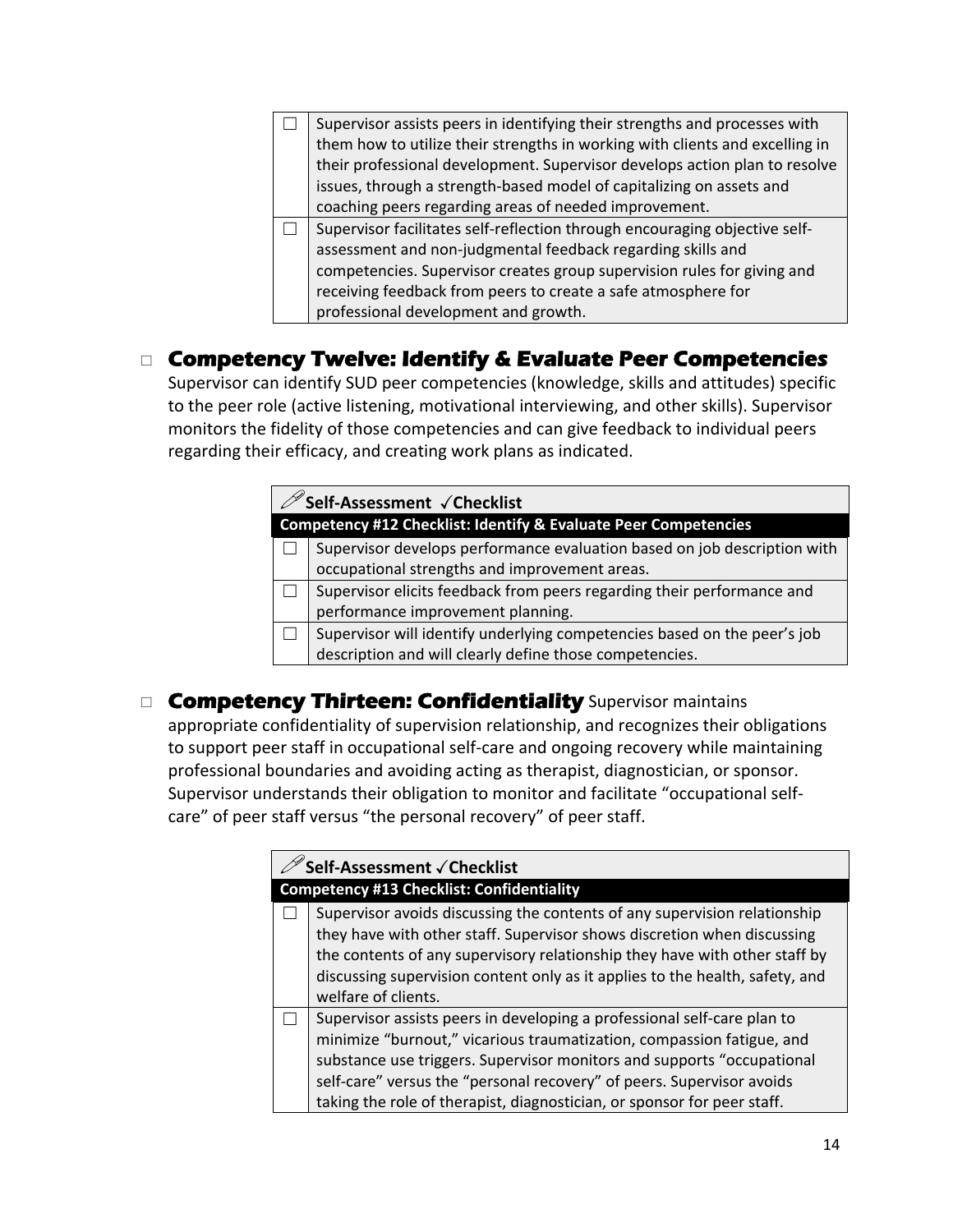| ☐ | Supervisor assists peers in identifying their strengths and processes with them how to utilize their strengths in working with clients and excelling in their professional development. Supervisor develops action plan to resolve issues, through a strength-based model of capitalizing on assets and coaching peers regarding areas of needed improvement. |
|---|---|
| ☐ | Supervisor facilitates self-reflection through encouraging objective self-assessment and non-judgmental feedback regarding skills and competencies. Supervisor creates group supervision rules for giving and receiving feedback from peers to create a safe atmosphere for professional development and growth. |

## ☐ Competency Twelve: Identify & Evaluate Peer Competencies

Supervisor can identify SUD peer competencies (knowledge, skills and attitudes) specific to the peer role (active listening, motivational interviewing, and other skills). Supervisor monitors the fidelity of those competencies and can give feedback to individual peers regarding their efficacy, and creating work plans as indicated.

| **Self-Assessment ✓Checklist** | |
|---|---|
| **Competency #12 Checklist: Identify & Evaluate Peer Competencies** | |
| ☐ | Supervisor develops performance evaluation based on job description with occupational strengths and improvement areas. |
| ☐ | Supervisor elicits feedback from peers regarding their performance and performance improvement planning. |
| ☐ | Supervisor will identify underlying competencies based on the peer's job description and will clearly define those competencies. |

## ☐ Competency Thirteen: Confidentiality

Supervisor maintains appropriate confidentiality of supervision relationship, and recognizes their obligations to support peer staff in occupational self-care and ongoing recovery while maintaining professional boundaries and avoiding acting as therapist, diagnostician, or sponsor. Supervisor understands their obligation to monitor and facilitate "occupational self-care" of peer staff versus "the personal recovery" of peer staff.

| **Self-Assessment ✓Checklist** | |
|---|---|
| **Competency #13 Checklist: Confidentiality** | |
| ☐ | Supervisor avoids discussing the contents of any supervision relationship they have with other staff. Supervisor shows discretion when discussing the contents of any supervisory relationship they have with other staff by discussing supervision content only as it applies to the health, safety, and welfare of clients. |
| ☐ | Supervisor assists peers in developing a professional self-care plan to minimize "burnout," vicarious traumatization, compassion fatigue, and substance use triggers. Supervisor monitors and supports "occupational self-care" versus the "personal recovery" of peers. Supervisor avoids taking the role of therapist, diagnostician, or sponsor for peer staff. |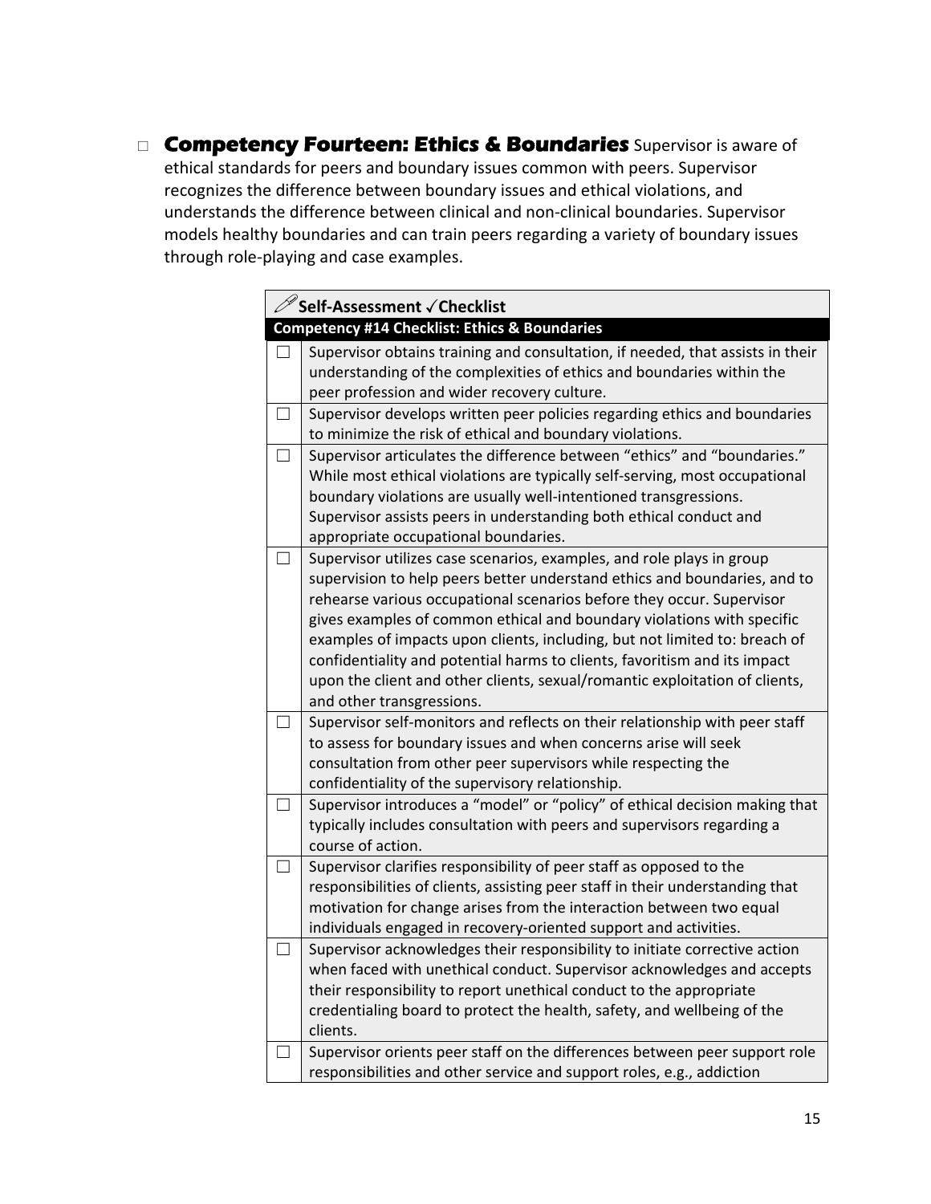□ **Competency Fourteen: Ethics & Boundaries** Supervisor is aware of ethical standards for peers and boundary issues common with peers. Supervisor recognizes the difference between boundary issues and ethical violations, and understands the difference between clinical and non-clinical boundaries. Supervisor models healthy boundaries and can train peers regarding a variety of boundary issues through role-playing and case examples.

| ✐ **Self-Assessment ✓Checklist** | |
|---|---|
| **Competency #14 Checklist: Ethics & Boundaries** | |
| ☐ | Supervisor obtains training and consultation, if needed, that assists in their understanding of the complexities of ethics and boundaries within the peer profession and wider recovery culture. |
| ☐ | Supervisor develops written peer policies regarding ethics and boundaries to minimize the risk of ethical and boundary violations. |
| ☐ | Supervisor articulates the difference between "ethics" and "boundaries." While most ethical violations are typically self-serving, most occupational boundary violations are usually well-intentioned transgressions. Supervisor assists peers in understanding both ethical conduct and appropriate occupational boundaries. |
| ☐ | Supervisor utilizes case scenarios, examples, and role plays in group supervision to help peers better understand ethics and boundaries, and to rehearse various occupational scenarios before they occur. Supervisor gives examples of common ethical and boundary violations with specific examples of impacts upon clients, including, but not limited to: breach of confidentiality and potential harms to clients, favoritism and its impact upon the client and other clients, sexual/romantic exploitation of clients, and other transgressions. |
| ☐ | Supervisor self-monitors and reflects on their relationship with peer staff to assess for boundary issues and when concerns arise will seek consultation from other peer supervisors while respecting the confidentiality of the supervisory relationship. |
| ☐ | Supervisor introduces a "model" or "policy" of ethical decision making that typically includes consultation with peers and supervisors regarding a course of action. |
| ☐ | Supervisor clarifies responsibility of peer staff as opposed to the responsibilities of clients, assisting peer staff in their understanding that motivation for change arises from the interaction between two equal individuals engaged in recovery-oriented support and activities. |
| ☐ | Supervisor acknowledges their responsibility to initiate corrective action when faced with unethical conduct. Supervisor acknowledges and accepts their responsibility to report unethical conduct to the appropriate credentialing board to protect the health, safety, and wellbeing of the clients. |
| ☐ | Supervisor orients peer staff on the differences between peer support role responsibilities and other service and support roles, e.g., addiction |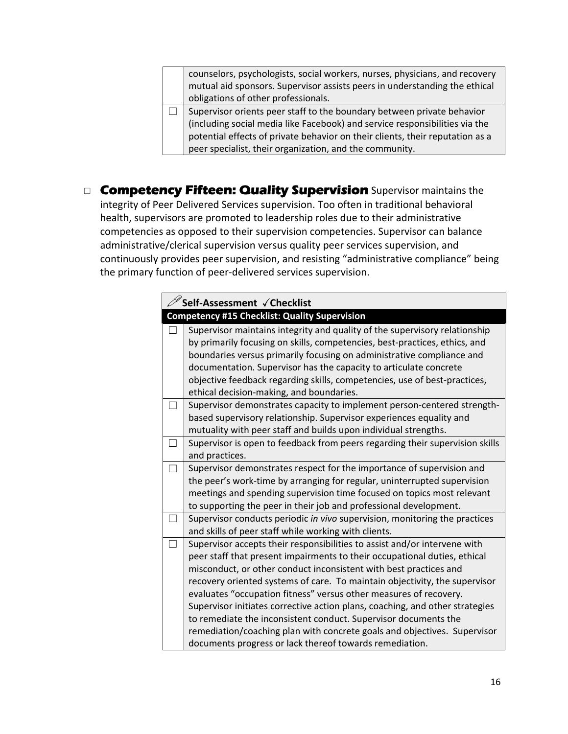| | |
|---|---|
| | counselors, psychologists, social workers, nurses, physicians, and recovery mutual aid sponsors. Supervisor assists peers in understanding the ethical obligations of other professionals. |
| ☐ | Supervisor orients peer staff to the boundary between private behavior (including social media like Facebook) and service responsibilities via the potential effects of private behavior on their clients, their reputation as a peer specialist, their organization, and the community. |

□ **Competency Fifteen: Quality Supervision** Supervisor maintains the integrity of Peer Delivered Services supervision. Too often in traditional behavioral health, supervisors are promoted to leadership roles due to their administrative competencies as opposed to their supervision competencies. Supervisor can balance administrative/clerical supervision versus quality peer services supervision, and continuously provides peer supervision, and resisting "administrative compliance" being the primary function of peer-delivered services supervision.

| **Self-Assessment ✓Checklist** | |
|---|---|
| **Competency #15 Checklist: Quality Supervision** | |
| ☐ | Supervisor maintains integrity and quality of the supervisory relationship by primarily focusing on skills, competencies, best-practices, ethics, and boundaries versus primarily focusing on administrative compliance and documentation. Supervisor has the capacity to articulate concrete objective feedback regarding skills, competencies, use of best-practices, ethical decision-making, and boundaries. |
| ☐ | Supervisor demonstrates capacity to implement person-centered strength-based supervisory relationship. Supervisor experiences equality and mutuality with peer staff and builds upon individual strengths. |
| ☐ | Supervisor is open to feedback from peers regarding their supervision skills and practices. |
| ☐ | Supervisor demonstrates respect for the importance of supervision and the peer's work-time by arranging for regular, uninterrupted supervision meetings and spending supervision time focused on topics most relevant to supporting the peer in their job and professional development. |
| ☐ | Supervisor conducts periodic *in vivo* supervision, monitoring the practices and skills of peer staff while working with clients. |
| ☐ | Supervisor accepts their responsibilities to assist and/or intervene with peer staff that present impairments to their occupational duties, ethical misconduct, or other conduct inconsistent with best practices and recovery oriented systems of care. To maintain objectivity, the supervisor evaluates "occupation fitness" versus other measures of recovery. Supervisor initiates corrective action plans, coaching, and other strategies to remediate the inconsistent conduct. Supervisor documents the remediation/coaching plan with concrete goals and objectives. Supervisor documents progress or lack thereof towards remediation. |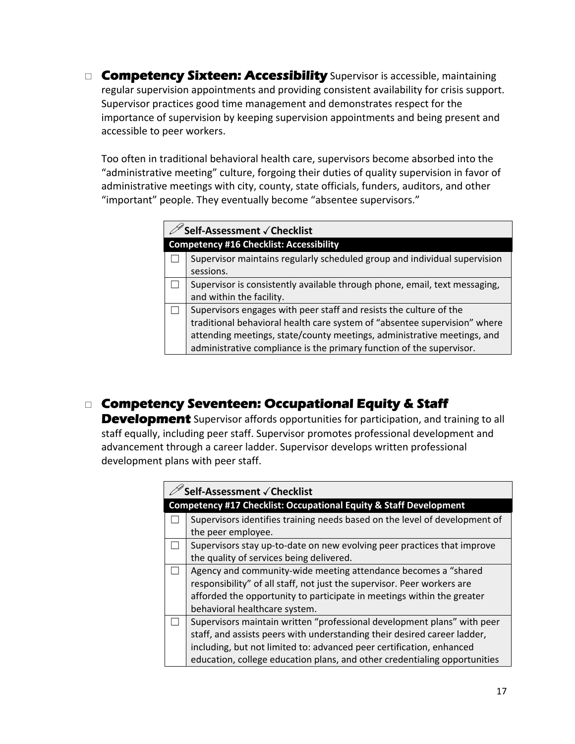☐ **Competency Sixteen: Accessibility** Supervisor is accessible, maintaining regular supervision appointments and providing consistent availability for crisis support. Supervisor practices good time management and demonstrates respect for the importance of supervision by keeping supervision appointments and being present and accessible to peer workers.

Too often in traditional behavioral health care, supervisors become absorbed into the "administrative meeting" culture, forgoing their duties of quality supervision in favor of administrative meetings with city, county, state officials, funders, auditors, and other "important" people. They eventually become "absentee supervisors."

| Self-Assessment ✓Checklist | |
|---|---|
| **Competency #16 Checklist: Accessibility** | |
| ☐ | Supervisor maintains regularly scheduled group and individual supervision sessions. |
| ☐ | Supervisor is consistently available through phone, email, text messaging, and within the facility. |
| ☐ | Supervisors engages with peer staff and resists the culture of the traditional behavioral health care system of "absentee supervision" where attending meetings, state/county meetings, administrative meetings, and administrative compliance is the primary function of the supervisor. |

☐ **Competency Seventeen: Occupational Equity & Staff Development** Supervisor affords opportunities for participation, and training to all staff equally, including peer staff. Supervisor promotes professional development and advancement through a career ladder. Supervisor develops written professional development plans with peer staff.

| Self-Assessment ✓Checklist | |
|---|---|
| **Competency #17 Checklist: Occupational Equity & Staff Development** | |
| ☐ | Supervisors identifies training needs based on the level of development of the peer employee. |
| ☐ | Supervisors stay up-to-date on new evolving peer practices that improve the quality of services being delivered. |
| ☐ | Agency and community-wide meeting attendance becomes a "shared responsibility" of all staff, not just the supervisor. Peer workers are afforded the opportunity to participate in meetings within the greater behavioral healthcare system. |
| ☐ | Supervisors maintain written "professional development plans" with peer staff, and assists peers with understanding their desired career ladder, including, but not limited to: advanced peer certification, enhanced education, college education plans, and other credentialing opportunities |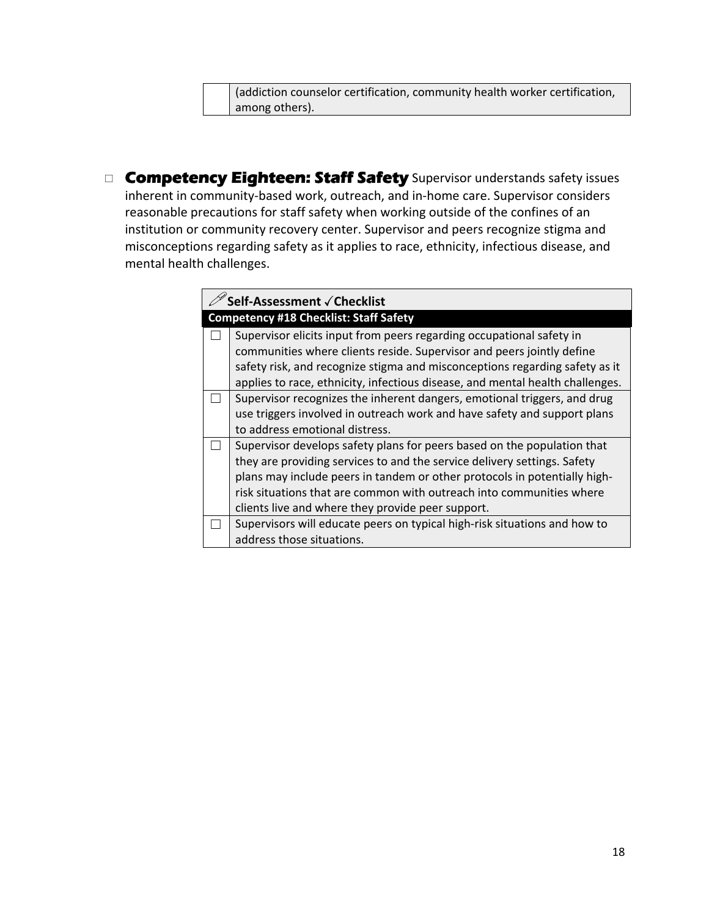| | (addiction counselor certification, community health worker certification, among others). |
|---|---|

☐ **Competency Eighteen: Staff Safety** Supervisor understands safety issues inherent in community-based work, outreach, and in-home care. Supervisor considers reasonable precautions for staff safety when working outside of the confines of an institution or community recovery center. Supervisor and peers recognize stigma and misconceptions regarding safety as it applies to race, ethnicity, infectious disease, and mental health challenges.

| **Self-Assessment ✓Checklist** | |
|---|---|
| **Competency #18 Checklist: Staff Safety** | |
| ☐ | Supervisor elicits input from peers regarding occupational safety in communities where clients reside. Supervisor and peers jointly define safety risk, and recognize stigma and misconceptions regarding safety as it applies to race, ethnicity, infectious disease, and mental health challenges. |
| ☐ | Supervisor recognizes the inherent dangers, emotional triggers, and drug use triggers involved in outreach work and have safety and support plans to address emotional distress. |
| ☐ | Supervisor develops safety plans for peers based on the population that they are providing services to and the service delivery settings. Safety plans may include peers in tandem or other protocols in potentially high-risk situations that are common with outreach into communities where clients live and where they provide peer support. |
| ☐ | Supervisors will educate peers on typical high-risk situations and how to address those situations. |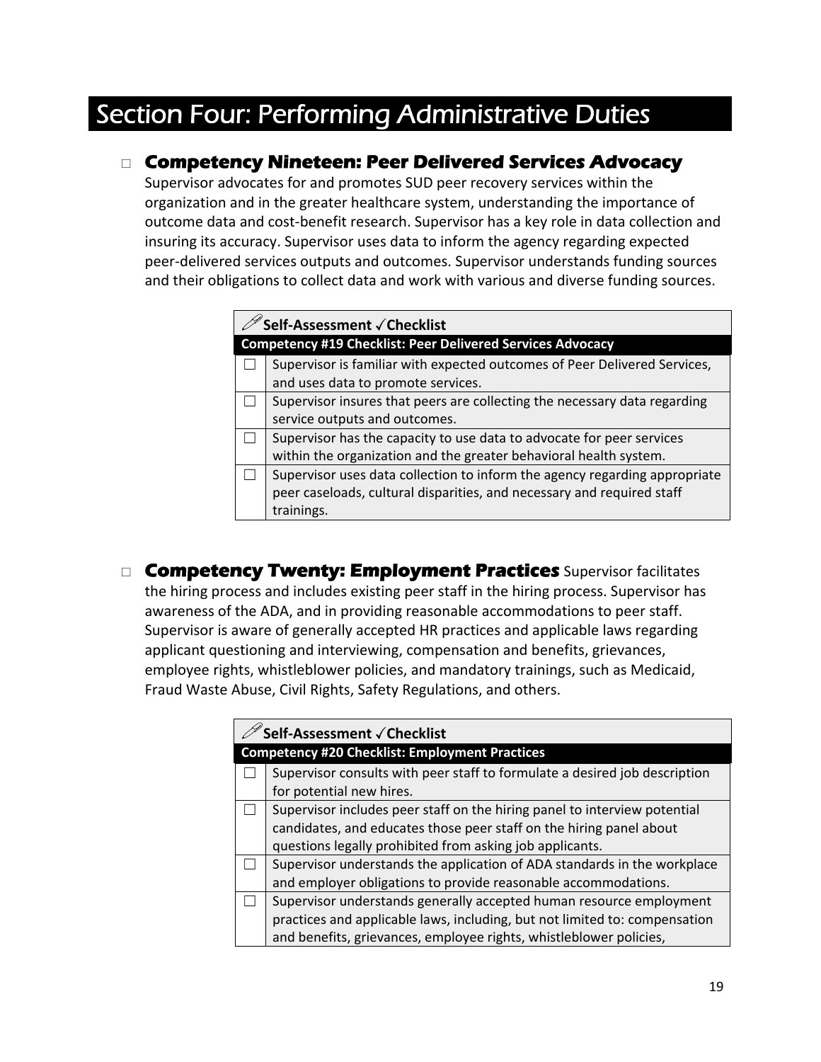# Section Four: Performing Administrative Duties

## □ Competency Nineteen: Peer Delivered Services Advocacy

Supervisor advocates for and promotes SUD peer recovery services within the organization and in the greater healthcare system, understanding the importance of outcome data and cost-benefit research. Supervisor has a key role in data collection and insuring its accuracy. Supervisor uses data to inform the agency regarding expected peer-delivered services outputs and outcomes. Supervisor understands funding sources and their obligations to collect data and work with various and diverse funding sources.

| ✎ **Self-Assessment ✓Checklist** | |
|---|---|
| **Competency #19 Checklist: Peer Delivered Services Advocacy** | |
| ☐ | Supervisor is familiar with expected outcomes of Peer Delivered Services, and uses data to promote services. |
| ☐ | Supervisor insures that peers are collecting the necessary data regarding service outputs and outcomes. |
| ☐ | Supervisor has the capacity to use data to advocate for peer services within the organization and the greater behavioral health system. |
| ☐ | Supervisor uses data collection to inform the agency regarding appropriate peer caseloads, cultural disparities, and necessary and required staff trainings. |

## □ Competency Twenty: Employment Practices

Supervisor facilitates the hiring process and includes existing peer staff in the hiring process. Supervisor has awareness of the ADA, and in providing reasonable accommodations to peer staff. Supervisor is aware of generally accepted HR practices and applicable laws regarding applicant questioning and interviewing, compensation and benefits, grievances, employee rights, whistleblower policies, and mandatory trainings, such as Medicaid, Fraud Waste Abuse, Civil Rights, Safety Regulations, and others.

| ✎ **Self-Assessment ✓Checklist** | |
|---|---|
| **Competency #20 Checklist: Employment Practices** | |
| ☐ | Supervisor consults with peer staff to formulate a desired job description for potential new hires. |
| ☐ | Supervisor includes peer staff on the hiring panel to interview potential candidates, and educates those peer staff on the hiring panel about questions legally prohibited from asking job applicants. |
| ☐ | Supervisor understands the application of ADA standards in the workplace and employer obligations to provide reasonable accommodations. |
| ☐ | Supervisor understands generally accepted human resource employment practices and applicable laws, including, but not limited to: compensation and benefits, grievances, employee rights, whistleblower policies, |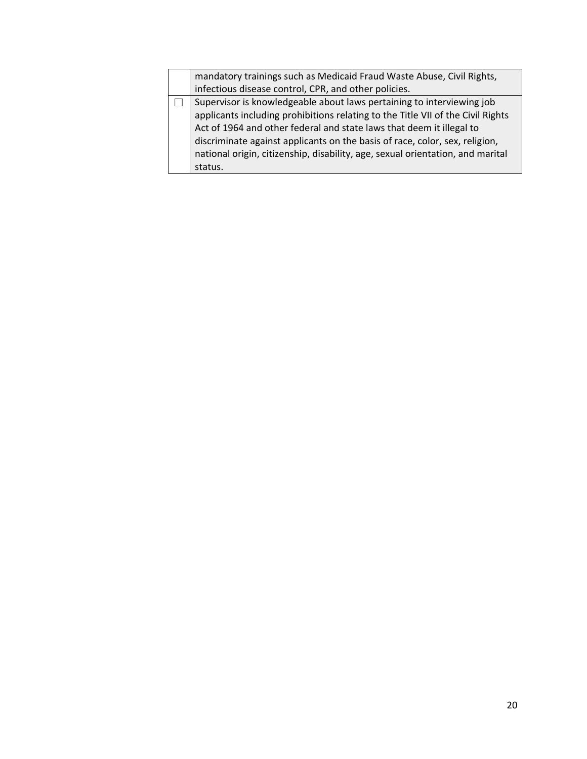|   |   |
|---|---|
|   | mandatory trainings such as Medicaid Fraud Waste Abuse, Civil Rights, infectious disease control, CPR, and other policies. |
| ☐ | Supervisor is knowledgeable about laws pertaining to interviewing job applicants including prohibitions relating to the Title VII of the Civil Rights Act of 1964 and other federal and state laws that deem it illegal to discriminate against applicants on the basis of race, color, sex, religion, national origin, citizenship, disability, age, sexual orientation, and marital status. |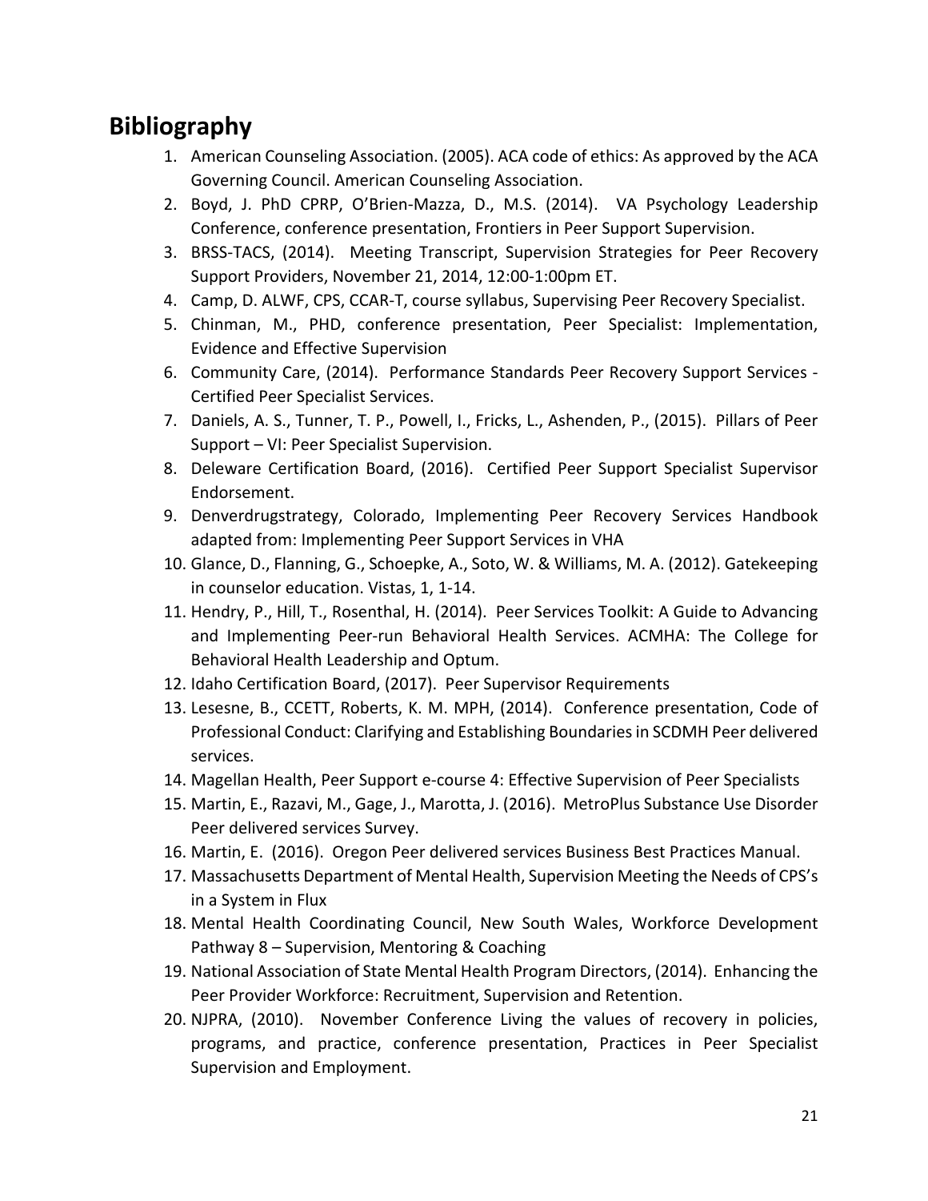## Bibliography

1. American Counseling Association. (2005). ACA code of ethics: As approved by the ACA Governing Council. American Counseling Association.
2. Boyd, J. PhD CPRP, O'Brien-Mazza, D., M.S. (2014). VA Psychology Leadership Conference, conference presentation, Frontiers in Peer Support Supervision.
3. BRSS-TACS, (2014). Meeting Transcript, Supervision Strategies for Peer Recovery Support Providers, November 21, 2014, 12:00-1:00pm ET.
4. Camp, D. ALWF, CPS, CCAR-T, course syllabus, Supervising Peer Recovery Specialist.
5. Chinman, M., PHD, conference presentation, Peer Specialist: Implementation, Evidence and Effective Supervision
6. Community Care, (2014). Performance Standards Peer Recovery Support Services - Certified Peer Specialist Services.
7. Daniels, A. S., Tunner, T. P., Powell, I., Fricks, L., Ashenden, P., (2015). Pillars of Peer Support – VI: Peer Specialist Supervision.
8. Deleware Certification Board, (2016). Certified Peer Support Specialist Supervisor Endorsement.
9. Denverdrugstrategy, Colorado, Implementing Peer Recovery Services Handbook adapted from: Implementing Peer Support Services in VHA
10. Glance, D., Flanning, G., Schoepke, A., Soto, W. & Williams, M. A. (2012). Gatekeeping in counselor education. Vistas, 1, 1-14.
11. Hendry, P., Hill, T., Rosenthal, H. (2014). Peer Services Toolkit: A Guide to Advancing and Implementing Peer-run Behavioral Health Services. ACMHA: The College for Behavioral Health Leadership and Optum.
12. Idaho Certification Board, (2017). Peer Supervisor Requirements
13. Lesesne, B., CCETT, Roberts, K. M. MPH, (2014). Conference presentation, Code of Professional Conduct: Clarifying and Establishing Boundaries in SCDMH Peer delivered services.
14. Magellan Health, Peer Support e-course 4: Effective Supervision of Peer Specialists
15. Martin, E., Razavi, M., Gage, J., Marotta, J. (2016). MetroPlus Substance Use Disorder Peer delivered services Survey.
16. Martin, E. (2016). Oregon Peer delivered services Business Best Practices Manual.
17. Massachusetts Department of Mental Health, Supervision Meeting the Needs of CPS's in a System in Flux
18. Mental Health Coordinating Council, New South Wales, Workforce Development Pathway 8 – Supervision, Mentoring & Coaching
19. National Association of State Mental Health Program Directors, (2014). Enhancing the Peer Provider Workforce: Recruitment, Supervision and Retention.
20. NJPRA, (2010). November Conference Living the values of recovery in policies, programs, and practice, conference presentation, Practices in Peer Specialist Supervision and Employment.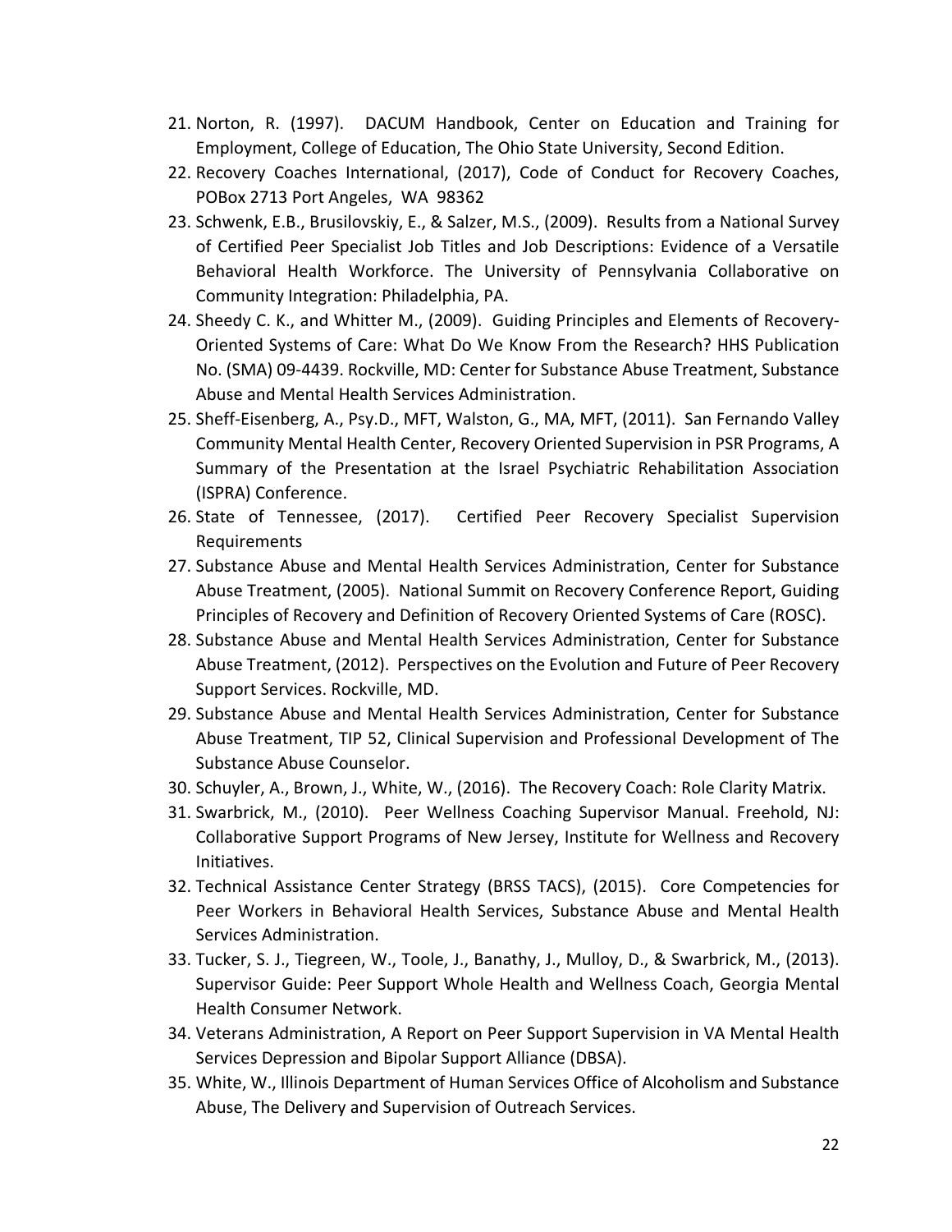21. Norton, R. (1997). DACUM Handbook, Center on Education and Training for Employment, College of Education, The Ohio State University, Second Edition.
22. Recovery Coaches International, (2017), Code of Conduct for Recovery Coaches, POBox 2713 Port Angeles, WA 98362
23. Schwenk, E.B., Brusilovskiy, E., & Salzer, M.S., (2009). Results from a National Survey of Certified Peer Specialist Job Titles and Job Descriptions: Evidence of a Versatile Behavioral Health Workforce. The University of Pennsylvania Collaborative on Community Integration: Philadelphia, PA.
24. Sheedy C. K., and Whitter M., (2009). Guiding Principles and Elements of Recovery-Oriented Systems of Care: What Do We Know From the Research? HHS Publication No. (SMA) 09-4439. Rockville, MD: Center for Substance Abuse Treatment, Substance Abuse and Mental Health Services Administration.
25. Sheff-Eisenberg, A., Psy.D., MFT, Walston, G., MA, MFT, (2011). San Fernando Valley Community Mental Health Center, Recovery Oriented Supervision in PSR Programs, A Summary of the Presentation at the Israel Psychiatric Rehabilitation Association (ISPRA) Conference.
26. State of Tennessee, (2017). Certified Peer Recovery Specialist Supervision Requirements
27. Substance Abuse and Mental Health Services Administration, Center for Substance Abuse Treatment, (2005). National Summit on Recovery Conference Report, Guiding Principles of Recovery and Definition of Recovery Oriented Systems of Care (ROSC).
28. Substance Abuse and Mental Health Services Administration, Center for Substance Abuse Treatment, (2012). Perspectives on the Evolution and Future of Peer Recovery Support Services. Rockville, MD.
29. Substance Abuse and Mental Health Services Administration, Center for Substance Abuse Treatment, TIP 52, Clinical Supervision and Professional Development of The Substance Abuse Counselor.
30. Schuyler, A., Brown, J., White, W., (2016). The Recovery Coach: Role Clarity Matrix.
31. Swarbrick, M., (2010). Peer Wellness Coaching Supervisor Manual. Freehold, NJ: Collaborative Support Programs of New Jersey, Institute for Wellness and Recovery Initiatives.
32. Technical Assistance Center Strategy (BRSS TACS), (2015). Core Competencies for Peer Workers in Behavioral Health Services, Substance Abuse and Mental Health Services Administration.
33. Tucker, S. J., Tiegreen, W., Toole, J., Banathy, J., Mulloy, D., & Swarbrick, M., (2013). Supervisor Guide: Peer Support Whole Health and Wellness Coach, Georgia Mental Health Consumer Network.
34. Veterans Administration, A Report on Peer Support Supervision in VA Mental Health Services Depression and Bipolar Support Alliance (DBSA).
35. White, W., Illinois Department of Human Services Office of Alcoholism and Substance Abuse, The Delivery and Supervision of Outreach Services.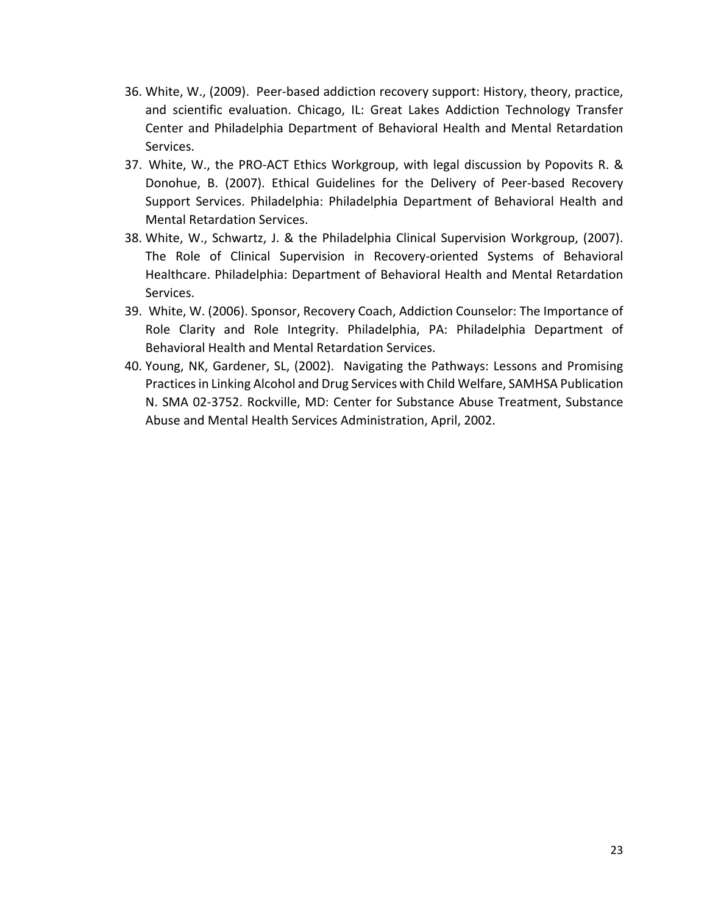36. White, W., (2009). Peer-based addiction recovery support: History, theory, practice, and scientific evaluation. Chicago, IL: Great Lakes Addiction Technology Transfer Center and Philadelphia Department of Behavioral Health and Mental Retardation Services.
37. White, W., the PRO-ACT Ethics Workgroup, with legal discussion by Popovits R. & Donohue, B. (2007). Ethical Guidelines for the Delivery of Peer-based Recovery Support Services. Philadelphia: Philadelphia Department of Behavioral Health and Mental Retardation Services.
38. White, W., Schwartz, J. & the Philadelphia Clinical Supervision Workgroup, (2007). The Role of Clinical Supervision in Recovery-oriented Systems of Behavioral Healthcare. Philadelphia: Department of Behavioral Health and Mental Retardation Services.
39. White, W. (2006). Sponsor, Recovery Coach, Addiction Counselor: The Importance of Role Clarity and Role Integrity. Philadelphia, PA: Philadelphia Department of Behavioral Health and Mental Retardation Services.
40. Young, NK, Gardener, SL, (2002). Navigating the Pathways: Lessons and Promising Practices in Linking Alcohol and Drug Services with Child Welfare, SAMHSA Publication N. SMA 02-3752. Rockville, MD: Center for Substance Abuse Treatment, Substance Abuse and Mental Health Services Administration, April, 2002.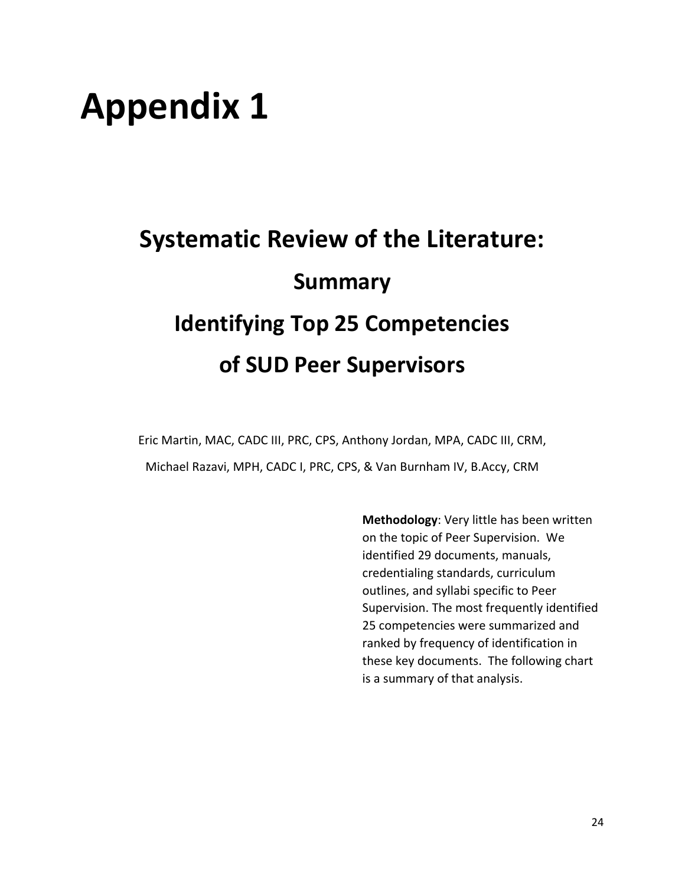# Appendix 1

## Systematic Review of the Literature:

## Summary

## Identifying Top 25 Competencies

## of SUD Peer Supervisors

Eric Martin, MAC, CADC III, PRC, CPS, Anthony Jordan, MPA, CADC III, CRM,
Michael Razavi, MPH, CADC I, PRC, CPS, & Van Burnham IV, B.Accy, CRM

**Methodology**: Very little has been written on the topic of Peer Supervision. We identified 29 documents, manuals, credentialing standards, curriculum outlines, and syllabi specific to Peer Supervision. The most frequently identified 25 competencies were summarized and ranked by frequency of identification in these key documents. The following chart is a summary of that analysis.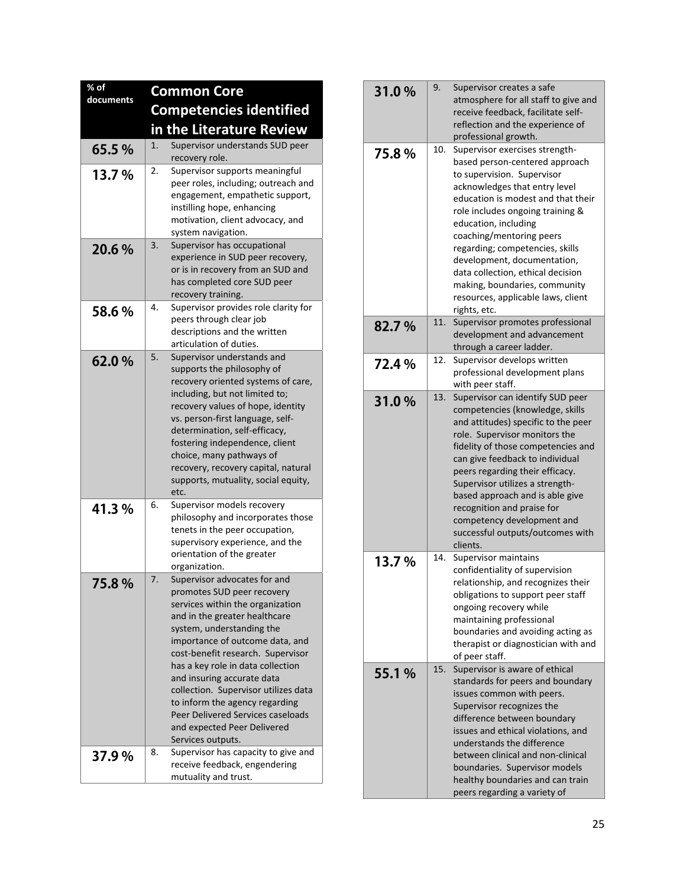| % of documents | Common Core Competencies identified in the Literature Review |
|---|---|
| 65.5 % | 1. Supervisor understands SUD peer recovery role. |
| 13.7 % | 2. Supervisor supports meaningful peer roles, including; outreach and engagement, empathetic support, instilling hope, enhancing motivation, client advocacy, and system navigation. |
| 20.6 % | 3. Supervisor has occupational experience in SUD peer recovery, or is in recovery from an SUD and has completed core SUD peer recovery training. |
| 58.6 % | 4. Supervisor provides role clarity for peers through clear job descriptions and the written articulation of duties. |
| 62.0 % | 5. Supervisor understands and supports the philosophy of recovery oriented systems of care, including, but not limited to; recovery values of hope, identity vs. person-first language, self-determination, self-efficacy, fostering independence, client choice, many pathways of recovery, recovery capital, natural supports, mutuality, social equity, etc. |
| 41.3 % | 6. Supervisor models recovery philosophy and incorporates those tenets in the peer occupation, supervisory experience, and the orientation of the greater organization. |
| 75.8 % | 7. Supervisor advocates for and promotes SUD peer recovery services within the organization and in the greater healthcare system, understanding the importance of outcome data, and cost-benefit research. Supervisor has a key role in data collection and insuring accurate data collection. Supervisor utilizes data to inform the agency regarding Peer Delivered Services caseloads and expected Peer Delivered Services outputs. |
| 37.9 % | 8. Supervisor has capacity to give and receive feedback, engendering mutuality and trust. |
| 31.0 % | 9. Supervisor creates a safe atmosphere for all staff to give and receive feedback, facilitate self-reflection and the experience of professional growth. |
| 75.8 % | 10. Supervisor exercises strength-based person-centered approach to supervision. Supervisor acknowledges that entry level education is modest and that their role includes ongoing training & education, including coaching/mentoring peers regarding; competencies, skills development, documentation, data collection, ethical decision making, boundaries, community resources, applicable laws, client rights, etc. |
| 82.7 % | 11. Supervisor promotes professional development and advancement through a career ladder. |
| 72.4 % | 12. Supervisor develops written professional development plans with peer staff. |
| 31.0 % | 13. Supervisor can identify SUD peer competencies (knowledge, skills and attitudes) specific to the peer role. Supervisor monitors the fidelity of those competencies and can give feedback to individual peers regarding their efficacy. Supervisor utilizes a strength-based approach and is able give recognition and praise for competency development and successful outputs/outcomes with clients. |
| 13.7 % | 14. Supervisor maintains confidentiality of supervision relationship, and recognizes their obligations to support peer staff ongoing recovery while maintaining professional boundaries and avoiding acting as therapist or diagnostician with and of peer staff. |
| 55.1 % | 15. Supervisor is aware of ethical standards for peers and boundary issues common with peers. Supervisor recognizes the difference between boundary issues and ethical violations, and understands the difference between clinical and non-clinical boundaries. Supervisor models healthy boundaries and can train peers regarding a variety of |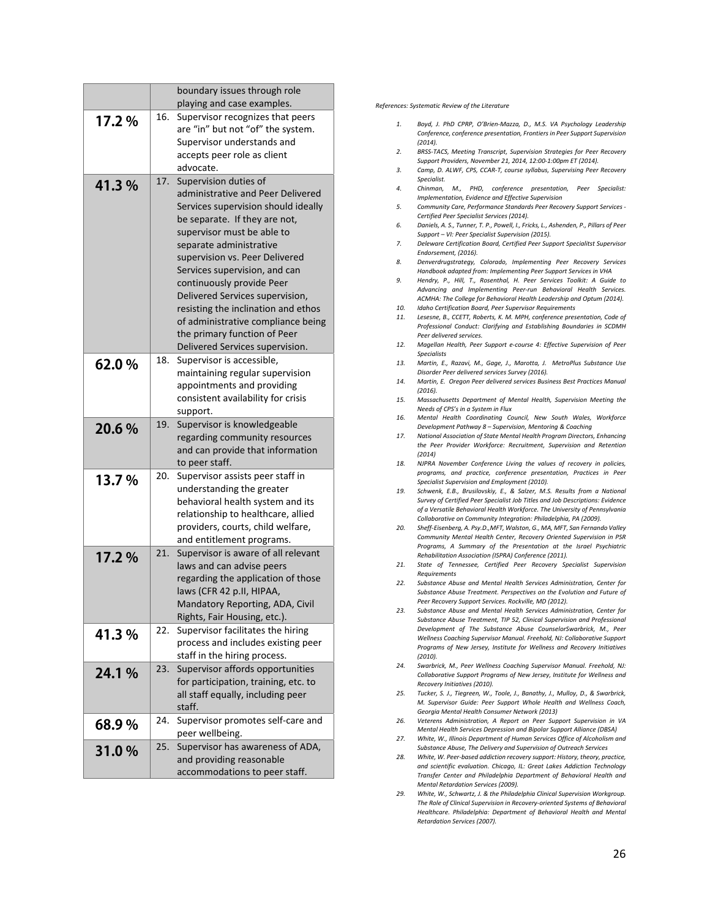|  |  |
|---|---|
|  | boundary issues through role playing and case examples. |
| **17.2 %** | 16. Supervisor recognizes that peers are "in" but not "of" the system. Supervisor understands and accepts peer role as client advocate. |
| **41.3 %** | 17. Supervision duties of administrative and Peer Delivered Services supervision should ideally be separate. If they are not, supervisor must be able to separate administrative supervision vs. Peer Delivered Services supervision, and can continuously provide Peer Delivered Services supervision, resisting the inclination and ethos of administrative compliance being the primary function of Peer Delivered Services supervision. |
| **62.0 %** | 18. Supervisor is accessible, maintaining regular supervision appointments and providing consistent availability for crisis support. |
| **20.6 %** | 19. Supervisor is knowledgeable regarding community resources and can provide that information to peer staff. |
| **13.7 %** | 20. Supervisor assists peer staff in understanding the greater behavioral health system and its relationship to healthcare, allied providers, courts, child welfare, and entitlement programs. |
| **17.2 %** | 21. Supervisor is aware of all relevant laws and can advise peers regarding the application of those laws (CFR 42 p.II, HIPAA, Mandatory Reporting, ADA, Civil Rights, Fair Housing, etc.). |
| **41.3 %** | 22. Supervisor facilitates the hiring process and includes existing peer staff in the hiring process. |
| **24.1 %** | 23. Supervisor affords opportunities for participation, training, etc. to all staff equally, including peer staff. |
| **68.9 %** | 24. Supervisor promotes self-care and peer wellbeing. |
| **31.0 %** | 25. Supervisor has awareness of ADA, and providing reasonable accommodations to peer staff. |

*References: Systematic Review of the Literature*

1. *Boyd, J. PhD CPRP, O'Brien-Mazza, D., M.S. VA Psychology Leadership Conference, conference presentation, Frontiers in Peer Support Supervision (2014).*
2. *BRSS-TACS, Meeting Transcript, Supervision Strategies for Peer Recovery Support Providers, November 21, 2014, 12:00-1:00pm ET (2014).*
3. *Camp, D. ALWF, CPS, CCAR-T, course syllabus, Supervising Peer Recovery Specialist.*
4. *Chinman, M., PHD, conference presentation, Peer Specialist: Implementation, Evidence and Effective Supervision*
5. *Community Care, Performance Standards Peer Recovery Support Services - Certified Peer Specialist Services (2014).*
6. *Daniels, A. S., Tunner, T. P., Powell, I., Fricks, L., Ashenden, P., Pillars of Peer Support – VI: Peer Specialist Supervision (2015).*
7. *Deleware Certification Board, Certified Peer Support Specialitst Supervisor Endorsement, (2016).*
8. *Denverdrugstrategy, Colorado, Implementing Peer Recovery Services Handbook adapted from: Implementing Peer Support Services in VHA*
9. *Hendry, P., Hill, T., Rosenthal, H. Peer Services Toolkit: A Guide to Advancing and Implementing Peer-run Behavioral Health Services. ACMHA: The College for Behavioral Health Leadership and Optum (2014).*
10. *Idaho Certification Board, Peer Supervisor Requirements*
11. *Lesesne, B., CCETT, Roberts, K. M. MPH, conference presentation, Code of Professional Conduct: Clarifying and Establishing Boundaries in SCDMH Peer delivered services.*
12. *Magellan Health, Peer Support e-course 4: Effective Supervision of Peer Specialists*
13. *Martin, E., Razavi, M., Gage, J., Marotta, J. MetroPlus Substance Use Disorder Peer delivered services Survey (2016).*
14. *Martin, E. Oregon Peer delivered services Business Best Practices Manual (2016).*
15. *Massachusetts Department of Mental Health, Supervision Meeting the Needs of CPS's in a System in Flux*
16. *Mental Health Coordinating Council, New South Wales, Workforce Development Pathway 8 – Supervision, Mentoring & Coaching*
17. *National Association of State Mental Health Program Directors, Enhancing the Peer Provider Workforce: Recruitment, Supervision and Retention (2014)*
18. *NJPRA November Conference Living the values of recovery in policies, programs, and practice, conference presentation, Practices in Peer Specialist Supervision and Employment (2010).*
19. *Schwenk, E.B., Brusilovskiy, E., & Salzer, M.S. Results from a National Survey of Certified Peer Specialist Job Titles and Job Descriptions: Evidence of a Versatile Behavioral Health Workforce. The University of Pennsylvania Collaborative on Community Integration: Philadelphia, PA (2009).*
20. *Sheff-Eisenberg, A. Psy.D.,MFT, Walston, G., MA, MFT, San Fernando Valley Community Mental Health Center, Recovery Oriented Supervision in PSR Programs, A Summary of the Presentation at the Israel Psychiatric Rehabilitation Association (ISPRA) Conference (2011).*
21. *State of Tennessee, Certified Peer Recovery Specialist Supervision Requirements*
22. *Substance Abuse and Mental Health Services Administration, Center for Substance Abuse Treatment. Perspectives on the Evolution and Future of Peer Recovery Support Services. Rockville, MD (2012).*
23. *Substance Abuse and Mental Health Services Administration, Center for Substance Abuse Treatment, TIP 52, Clinical Supervision and Professional Development of The Substance Abuse CounselorSwarbrick, M., Peer Wellness Coaching Supervisor Manual. Freehold, NJ: Collaborative Support Programs of New Jersey, Institute for Wellness and Recovery Initiatives (2010).*
24. *Swarbrick, M., Peer Wellness Coaching Supervisor Manual. Freehold, NJ: Collaborative Support Programs of New Jersey, Institute for Wellness and Recovery Initiatives (2010).*
25. *Tucker, S. J., Tiegreen, W., Toole, J., Banathy, J., Mulloy, D., & Swarbrick, M. Supervisor Guide: Peer Support Whole Health and Wellness Coach, Georgia Mental Health Consumer Network (2013)*
26. *Veterens Administration, A Report on Peer Support Supervision in VA Mental Health Services Depression and Bipolar Support Alliance (DBSA)*
27. *White, W., Illinois Department of Human Services Office of Alcoholism and Substance Abuse, The Delivery and Supervision of Outreach Services*
28. *White, W. Peer-based addiction recovery support: History, theory, practice, and scientific evaluation. Chicago, IL: Great Lakes Addiction Technology Transfer Center and Philadelphia Department of Behavioral Health and Mental Retardation Services (2009).*
29. *White, W., Schwartz, J. & the Philadelphia Clinical Supervision Workgroup. The Role of Clinical Supervision in Recovery-oriented Systems of Behavioral Healthcare. Philadelphia: Department of Behavioral Health and Mental Retardation Services (2007).*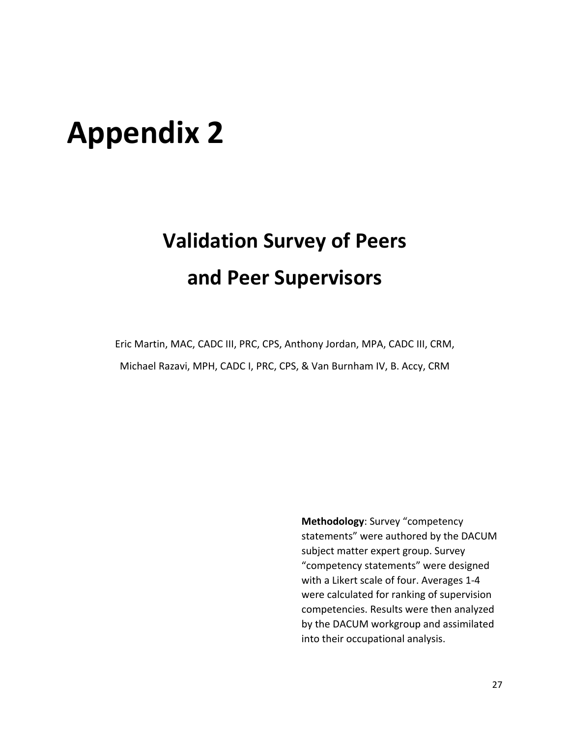# Appendix 2

## Validation Survey of Peers and Peer Supervisors

Eric Martin, MAC, CADC III, PRC, CPS, Anthony Jordan, MPA, CADC III, CRM, Michael Razavi, MPH, CADC I, PRC, CPS, & Van Burnham IV, B. Accy, CRM

**Methodology**: Survey "competency statements" were authored by the DACUM subject matter expert group. Survey "competency statements" were designed with a Likert scale of four. Averages 1-4 were calculated for ranking of supervision competencies. Results were then analyzed by the DACUM workgroup and assimilated into their occupational analysis.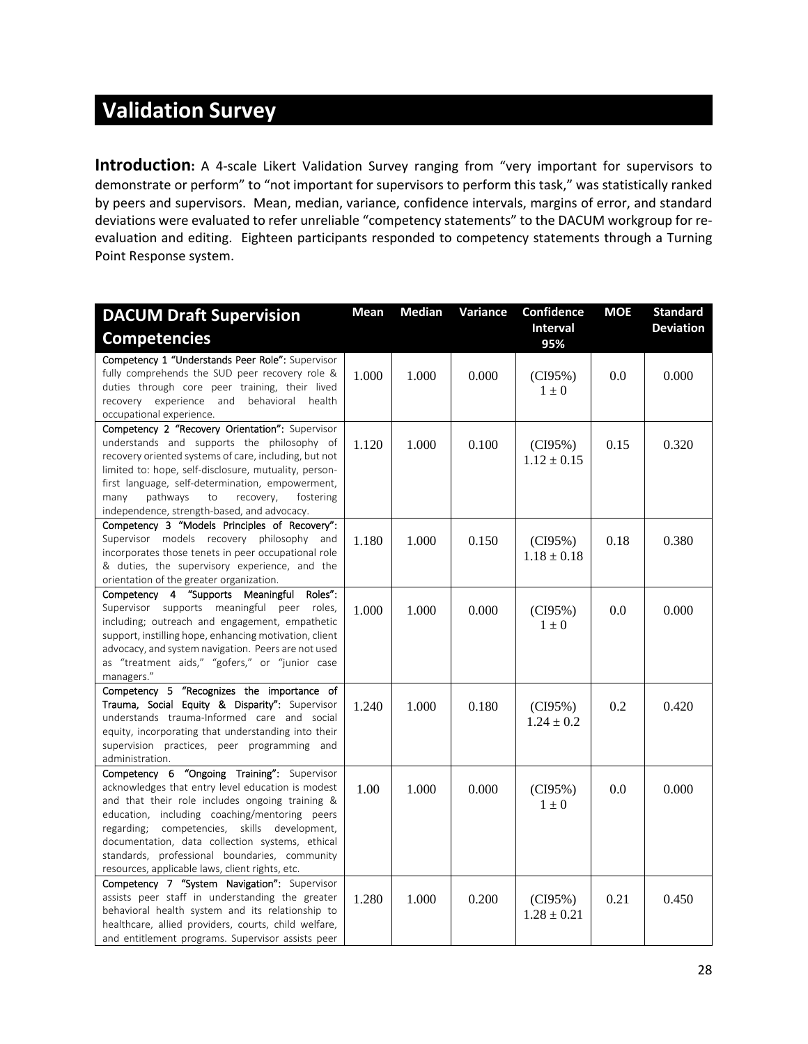# Validation Survey

**Introduction:** A 4-scale Likert Validation Survey ranging from "very important for supervisors to demonstrate or perform" to "not important for supervisors to perform this task," was statistically ranked by peers and supervisors. Mean, median, variance, confidence intervals, margins of error, and standard deviations were evaluated to refer unreliable "competency statements" to the DACUM workgroup for re-evaluation and editing. Eighteen participants responded to competency statements through a Turning Point Response system.

| DACUM Draft Supervision Competencies | Mean | Median | Variance | Confidence Interval 95% | MOE | Standard Deviation |
|---|---|---|---|---|---|---|
| **Competency 1 "Understands Peer Role":** Supervisor fully comprehends the SUD peer recovery role & duties through core peer training, their lived recovery experience and behavioral health occupational experience. | 1.000 | 1.000 | 0.000 | (CI95%) $1 \pm 0$ | 0.0 | 0.000 |
| **Competency 2 "Recovery Orientation":** Supervisor understands and supports the philosophy of recovery oriented systems of care, including, but not limited to: hope, self-disclosure, mutuality, person-first language, self-determination, empowerment, many pathways to recovery, fostering independence, strength-based, and advocacy. | 1.120 | 1.000 | 0.100 | (CI95%) $1.12 \pm 0.15$ | 0.15 | 0.320 |
| **Competency 3 "Models Principles of Recovery":** Supervisor models recovery philosophy and incorporates those tenets in peer occupational role & duties, the supervisory experience, and the orientation of the greater organization. | 1.180 | 1.000 | 0.150 | (CI95%) $1.18 \pm 0.18$ | 0.18 | 0.380 |
| **Competency 4 "Supports Meaningful Roles":** Supervisor supports meaningful peer roles, including; outreach and engagement, empathetic support, instilling hope, enhancing motivation, client advocacy, and system navigation. Peers are not used as "treatment aids," "gofers," or "junior case managers." | 1.000 | 1.000 | 0.000 | (CI95%) $1 \pm 0$ | 0.0 | 0.000 |
| **Competency 5 "Recognizes the importance of Trauma, Social Equity & Disparity":** Supervisor understands trauma-Informed care and social equity, incorporating that understanding into their supervision practices, peer programming and administration. | 1.240 | 1.000 | 0.180 | (CI95%) $1.24 \pm 0.2$ | 0.2 | 0.420 |
| **Competency 6 "Ongoing Training":** Supervisor acknowledges that entry level education is modest and that their role includes ongoing training & education, including coaching/mentoring peers regarding; competencies, skills development, documentation, data collection systems, ethical standards, professional boundaries, community resources, applicable laws, client rights, etc. | 1.00 | 1.000 | 0.000 | (CI95%) $1 \pm 0$ | 0.0 | 0.000 |
| **Competency 7 "System Navigation":** Supervisor assists peer staff in understanding the greater behavioral health system and its relationship to healthcare, allied providers, courts, child welfare, and entitlement programs. Supervisor assists peer | 1.280 | 1.000 | 0.200 | (CI95%) $1.28 \pm 0.21$ | 0.21 | 0.450 |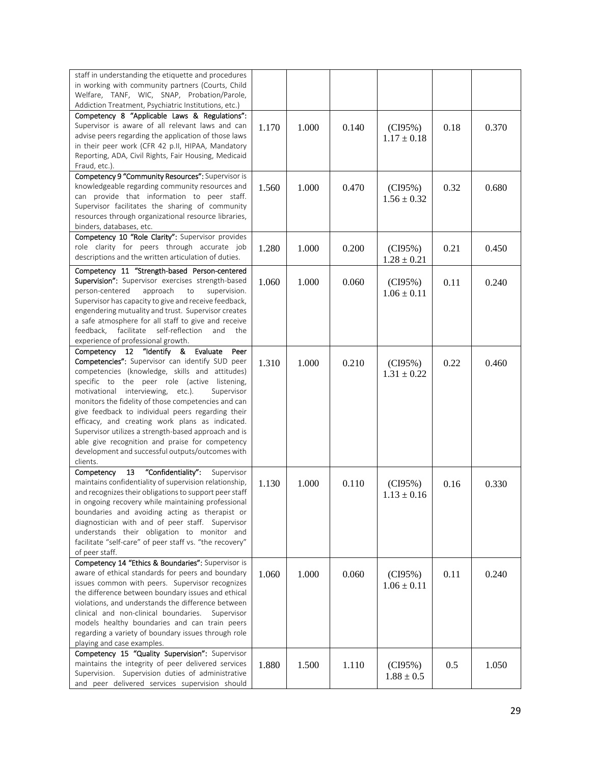| | | | | | | |
|---|---|---|---|---|---|---|
| staff in understanding the etiquette and procedures in working with community partners (Courts, Child Welfare, TANF, WIC, SNAP, Probation/Parole, Addiction Treatment, Psychiatric Institutions, etc.) | | | | | | |
| **Competency 8 "Applicable Laws & Regulations":** Supervisor is aware of all relevant laws and can advise peers regarding the application of those laws in their peer work (CFR 42 p.II, HIPAA, Mandatory Reporting, ADA, Civil Rights, Fair Housing, Medicaid Fraud, etc.). | 1.170 | 1.000 | 0.140 | (CI95%) $1.17 \pm 0.18$ | 0.18 | 0.370 |
| **Competency 9 "Community Resources":** Supervisor is knowledgeable regarding community resources and can provide that information to peer staff. Supervisor facilitates the sharing of community resources through organizational resource libraries, binders, databases, etc. | 1.560 | 1.000 | 0.470 | (CI95%) $1.56 \pm 0.32$ | 0.32 | 0.680 |
| **Competency 10 "Role Clarity":** Supervisor provides role clarity for peers through accurate job descriptions and the written articulation of duties. | 1.280 | 1.000 | 0.200 | (CI95%) $1.28 \pm 0.21$ | 0.21 | 0.450 |
| **Competency 11 "Strength-based Person-centered Supervision":** Supervisor exercises strength-based person-centered approach to supervision. Supervisor has capacity to give and receive feedback, engendering mutuality and trust. Supervisor creates a safe atmosphere for all staff to give and receive feedback, facilitate self-reflection and the experience of professional growth. | 1.060 | 1.000 | 0.060 | (CI95%) $1.06 \pm 0.11$ | 0.11 | 0.240 |
| **Competency 12 "Identify & Evaluate Peer Competencies":** Supervisor can identify SUD peer competencies (knowledge, skills and attitudes) specific to the peer role (active listening, motivational interviewing, etc.). Supervisor monitors the fidelity of those competencies and can give feedback to individual peers regarding their efficacy, and creating work plans as indicated. Supervisor utilizes a strength-based approach and is able give recognition and praise for competency development and successful outputs/outcomes with clients. | 1.310 | 1.000 | 0.210 | (CI95%) $1.31 \pm 0.22$ | 0.22 | 0.460 |
| **Competency 13 "Confidentiality":** Supervisor maintains confidentiality of supervision relationship, and recognizes their obligations to support peer staff in ongoing recovery while maintaining professional boundaries and avoiding acting as therapist or diagnostician with and of peer staff. Supervisor understands their obligation to monitor and facilitate "self-care" of peer staff vs. "the recovery" of peer staff. | 1.130 | 1.000 | 0.110 | (CI95%) $1.13 \pm 0.16$ | 0.16 | 0.330 |
| **Competency 14 "Ethics & Boundaries":** Supervisor is aware of ethical standards for peers and boundary issues common with peers. Supervisor recognizes the difference between boundary issues and ethical violations, and understands the difference between clinical and non-clinical boundaries. Supervisor models healthy boundaries and can train peers regarding a variety of boundary issues through role playing and case examples. | 1.060 | 1.000 | 0.060 | (CI95%) $1.06 \pm 0.11$ | 0.11 | 0.240 |
| **Competency 15 "Quality Supervision":** Supervisor maintains the integrity of peer delivered services Supervision. Supervision duties of administrative and peer delivered services supervision should | 1.880 | 1.500 | 1.110 | (CI95%) $1.88 \pm 0.5$ | 0.5 | 1.050 |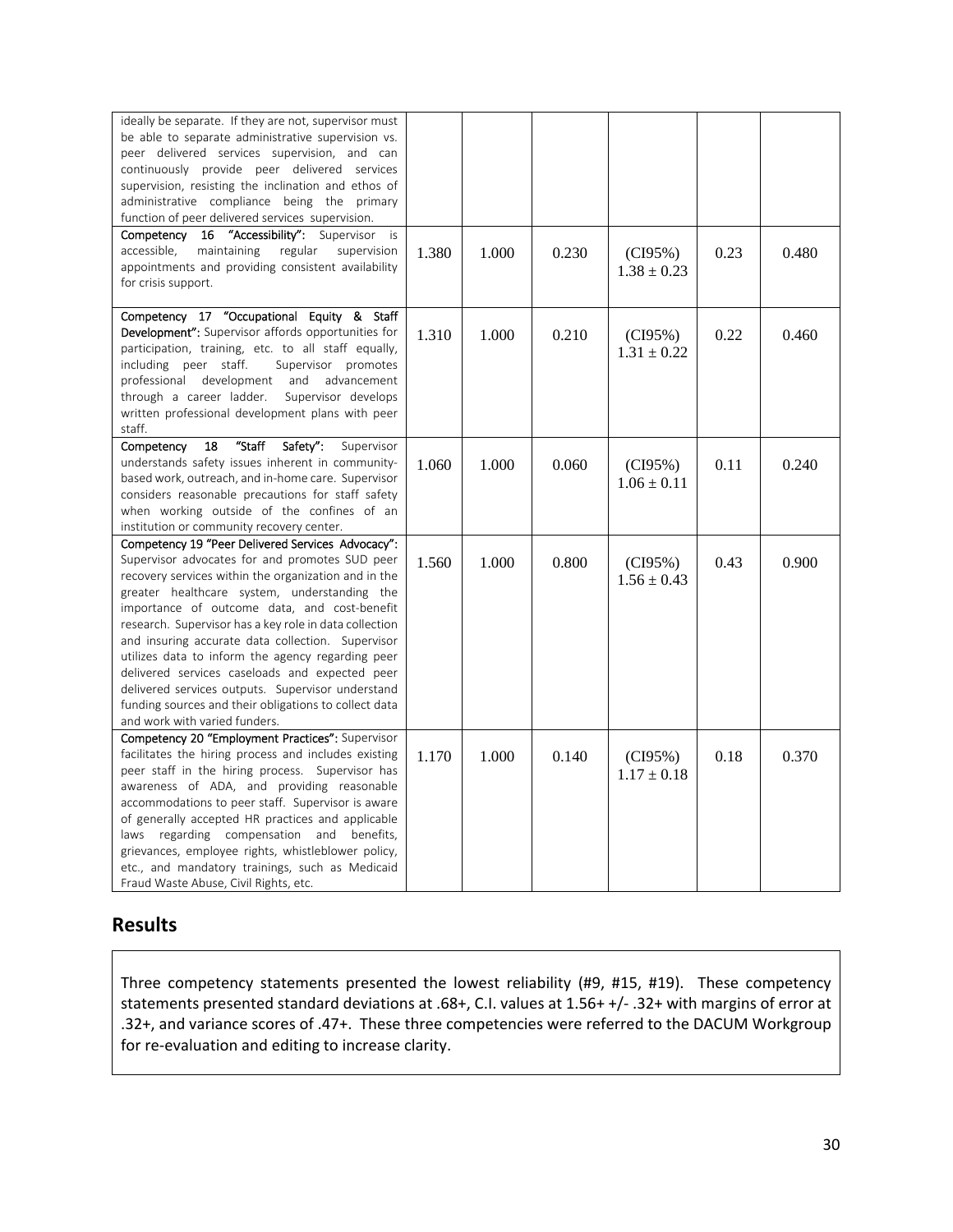| | | | | | | |
|---|---|---|---|---|---|---|
| ideally be separate. If they are not, supervisor must be able to separate administrative supervision vs. peer delivered services supervision, and can continuously provide peer delivered services supervision, resisting the inclination and ethos of administrative compliance being the primary function of peer delivered services supervision. | | | | | | |
| **Competency 16 "Accessibility":** Supervisor is accessible, maintaining regular supervision appointments and providing consistent availability for crisis support. | 1.380 | 1.000 | 0.230 | (CI95%) $1.38 \pm 0.23$ | 0.23 | 0.480 |
| **Competency 17 "Occupational Equity & Staff Development":** Supervisor affords opportunities for participation, training, etc. to all staff equally, including peer staff. Supervisor promotes professional development and advancement through a career ladder. Supervisor develops written professional development plans with peer staff. | 1.310 | 1.000 | 0.210 | (CI95%) $1.31 \pm 0.22$ | 0.22 | 0.460 |
| **Competency 18 "Staff Safety":** Supervisor understands safety issues inherent in community-based work, outreach, and in-home care. Supervisor considers reasonable precautions for staff safety when working outside of the confines of an institution or community recovery center. | 1.060 | 1.000 | 0.060 | (CI95%) $1.06 \pm 0.11$ | 0.11 | 0.240 |
| **Competency 19 "Peer Delivered Services Advocacy":** Supervisor advocates for and promotes SUD peer recovery services within the organization and in the greater healthcare system, understanding the importance of outcome data, and cost-benefit research. Supervisor has a key role in data collection and insuring accurate data collection. Supervisor utilizes data to inform the agency regarding peer delivered services caseloads and expected peer delivered services outputs. Supervisor understand funding sources and their obligations to collect data and work with varied funders. | 1.560 | 1.000 | 0.800 | (CI95%) $1.56 \pm 0.43$ | 0.43 | 0.900 |
| **Competency 20 "Employment Practices":** Supervisor facilitates the hiring process and includes existing peer staff in the hiring process. Supervisor has awareness of ADA, and providing reasonable accommodations to peer staff. Supervisor is aware of generally accepted HR practices and applicable laws regarding compensation and benefits, grievances, employee rights, whistleblower policy, etc., and mandatory trainings, such as Medicaid Fraud Waste Abuse, Civil Rights, etc. | 1.170 | 1.000 | 0.140 | (CI95%) $1.17 \pm 0.18$ | 0.18 | 0.370 |

## Results

Three competency statements presented the lowest reliability (#9, #15, #19). These competency statements presented standard deviations at .68+, C.I. values at 1.56+ +/- .32+ with margins of error at .32+, and variance scores of .47+. These three competencies were referred to the DACUM Workgroup for re-evaluation and editing to increase clarity.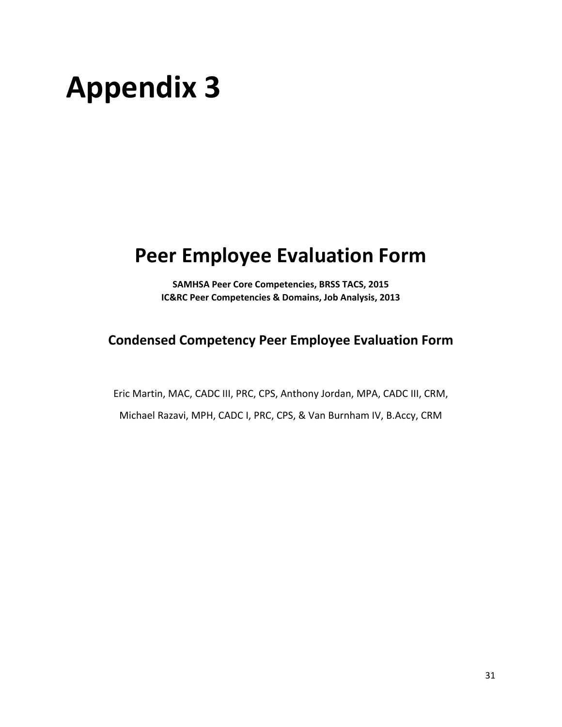# Appendix 3

## Peer Employee Evaluation Form

**SAMHSA Peer Core Competencies, BRSS TACS, 2015**
**IC&RC Peer Competencies & Domains, Job Analysis, 2013**

### Condensed Competency Peer Employee Evaluation Form

Eric Martin, MAC, CADC III, PRC, CPS, Anthony Jordan, MPA, CADC III, CRM,

Michael Razavi, MPH, CADC I, PRC, CPS, & Van Burnham IV, B.Accy, CRM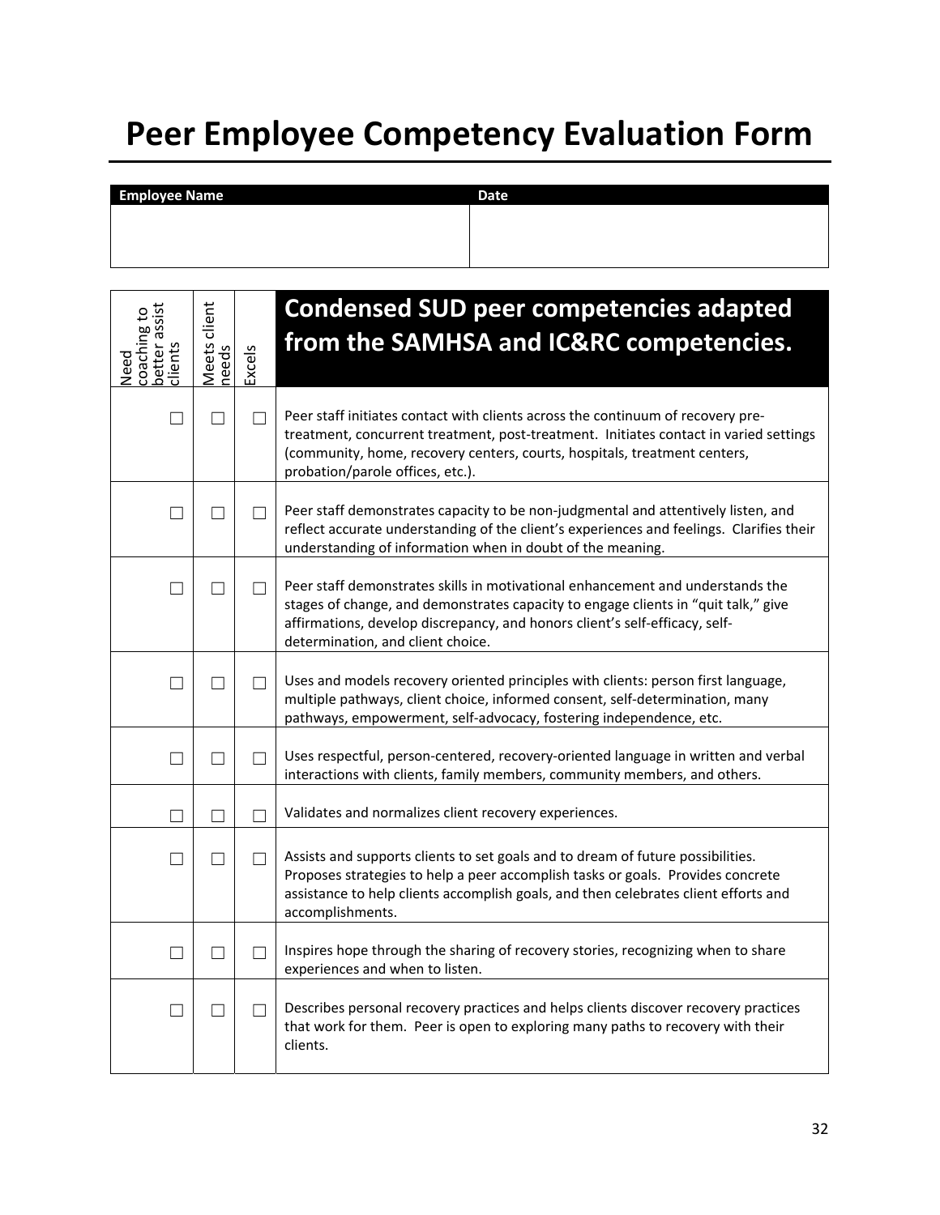# Peer Employee Competency Evaluation Form

| Employee Name | Date |
| --- | --- |
| | |

| Need coaching to better assist clients | Meets client needs | Excels | Condensed SUD peer competencies adapted from the SAMHSA and IC&RC competencies. |
| --- | --- | --- | --- |
| ☐ | ☐ | ☐ | Peer staff initiates contact with clients across the continuum of recovery pre-treatment, concurrent treatment, post-treatment. Initiates contact in varied settings (community, home, recovery centers, courts, hospitals, treatment centers, probation/parole offices, etc.). |
| ☐ | ☐ | ☐ | Peer staff demonstrates capacity to be non-judgmental and attentively listen, and reflect accurate understanding of the client's experiences and feelings. Clarifies their understanding of information when in doubt of the meaning. |
| ☐ | ☐ | ☐ | Peer staff demonstrates skills in motivational enhancement and understands the stages of change, and demonstrates capacity to engage clients in "quit talk," give affirmations, develop discrepancy, and honors client's self-efficacy, self-determination, and client choice. |
| ☐ | ☐ | ☐ | Uses and models recovery oriented principles with clients: person first language, multiple pathways, client choice, informed consent, self-determination, many pathways, empowerment, self-advocacy, fostering independence, etc. |
| ☐ | ☐ | ☐ | Uses respectful, person-centered, recovery-oriented language in written and verbal interactions with clients, family members, community members, and others. |
| ☐ | ☐ | ☐ | Validates and normalizes client recovery experiences. |
| ☐ | ☐ | ☐ | Assists and supports clients to set goals and to dream of future possibilities. Proposes strategies to help a peer accomplish tasks or goals. Provides concrete assistance to help clients accomplish goals, and then celebrates client efforts and accomplishments. |
| ☐ | ☐ | ☐ | Inspires hope through the sharing of recovery stories, recognizing when to share experiences and when to listen. |
| ☐ | ☐ | ☐ | Describes personal recovery practices and helps clients discover recovery practices that work for them. Peer is open to exploring many paths to recovery with their clients. |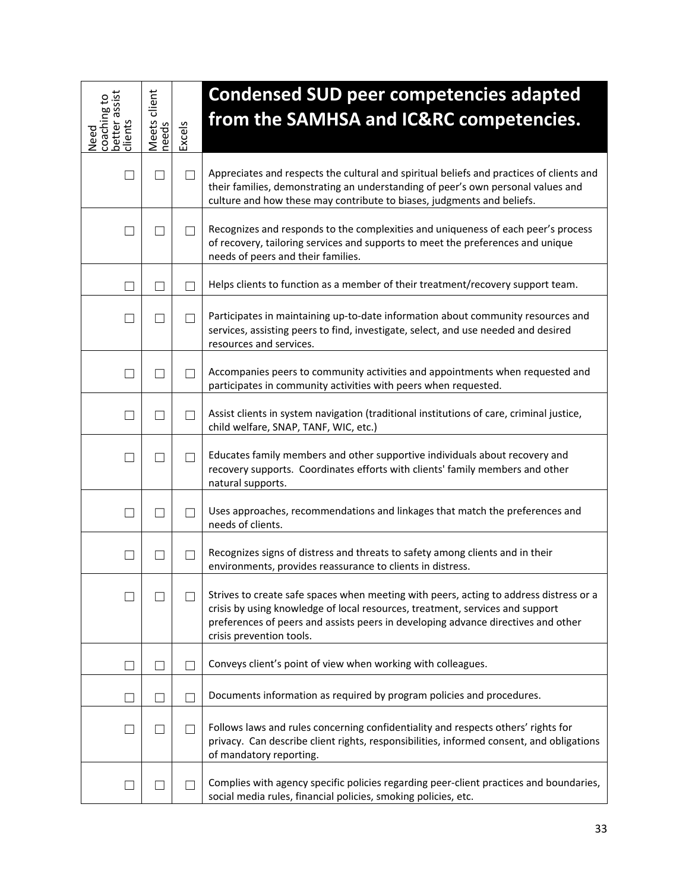| Need coaching to better assist clients | Meets client needs | Excels | **Condensed SUD peer competencies adapted from the SAMHSA and IC&RC competencies.** |
|---|---|---|---|
| ☐ | ☐ | ☐ | Appreciates and respects the cultural and spiritual beliefs and practices of clients and their families, demonstrating an understanding of peer's own personal values and culture and how these may contribute to biases, judgments and beliefs. |
| ☐ | ☐ | ☐ | Recognizes and responds to the complexities and uniqueness of each peer's process of recovery, tailoring services and supports to meet the preferences and unique needs of peers and their families. |
| ☐ | ☐ | ☐ | Helps clients to function as a member of their treatment/recovery support team. |
| ☐ | ☐ | ☐ | Participates in maintaining up-to-date information about community resources and services, assisting peers to find, investigate, select, and use needed and desired resources and services. |
| ☐ | ☐ | ☐ | Accompanies peers to community activities and appointments when requested and participates in community activities with peers when requested. |
| ☐ | ☐ | ☐ | Assist clients in system navigation (traditional institutions of care, criminal justice, child welfare, SNAP, TANF, WIC, etc.) |
| ☐ | ☐ | ☐ | Educates family members and other supportive individuals about recovery and recovery supports. Coordinates efforts with clients' family members and other natural supports. |
| ☐ | ☐ | ☐ | Uses approaches, recommendations and linkages that match the preferences and needs of clients. |
| ☐ | ☐ | ☐ | Recognizes signs of distress and threats to safety among clients and in their environments, provides reassurance to clients in distress. |
| ☐ | ☐ | ☐ | Strives to create safe spaces when meeting with peers, acting to address distress or a crisis by using knowledge of local resources, treatment, services and support preferences of peers and assists peers in developing advance directives and other crisis prevention tools. |
| ☐ | ☐ | ☐ | Conveys client's point of view when working with colleagues. |
| ☐ | ☐ | ☐ | Documents information as required by program policies and procedures. |
| ☐ | ☐ | ☐ | Follows laws and rules concerning confidentiality and respects others' rights for privacy. Can describe client rights, responsibilities, informed consent, and obligations of mandatory reporting. |
| ☐ | ☐ | ☐ | Complies with agency specific policies regarding peer-client practices and boundaries, social media rules, financial policies, smoking policies, etc. |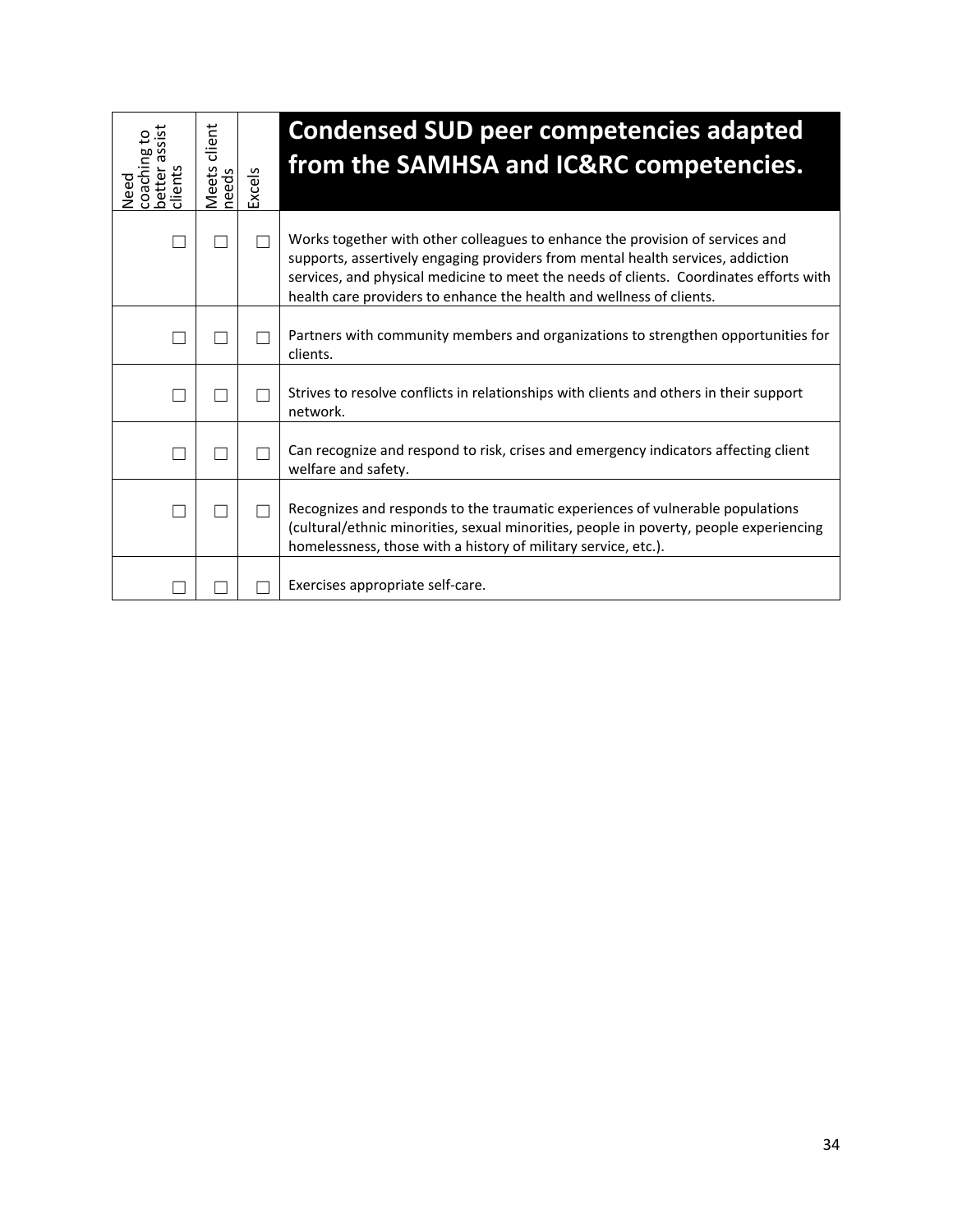| Need coaching to better assist clients | Meets client needs | Excels | **Condensed SUD peer competencies adapted from the SAMHSA and IC&RC competencies.** |
|---|---|---|---|
| ☐ | ☐ | ☐ | Works together with other colleagues to enhance the provision of services and supports, assertively engaging providers from mental health services, addiction services, and physical medicine to meet the needs of clients. Coordinates efforts with health care providers to enhance the health and wellness of clients. |
| ☐ | ☐ | ☐ | Partners with community members and organizations to strengthen opportunities for clients. |
| ☐ | ☐ | ☐ | Strives to resolve conflicts in relationships with clients and others in their support network. |
| ☐ | ☐ | ☐ | Can recognize and respond to risk, crises and emergency indicators affecting client welfare and safety. |
| ☐ | ☐ | ☐ | Recognizes and responds to the traumatic experiences of vulnerable populations (cultural/ethnic minorities, sexual minorities, people in poverty, people experiencing homelessness, those with a history of military service, etc.). |
| ☐ | ☐ | ☐ | Exercises appropriate self-care. |